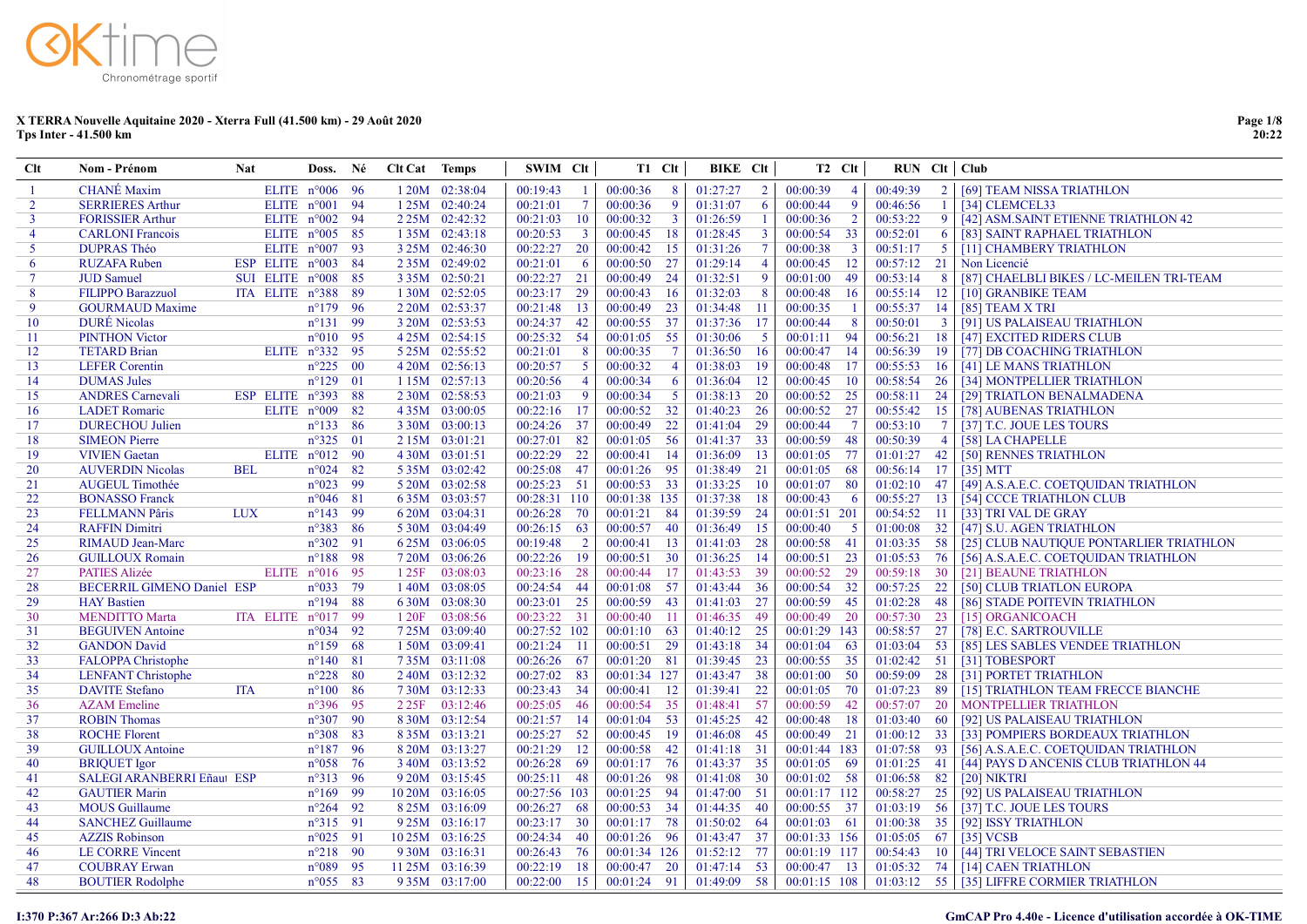# X TERRA Nouvelle Aquitaine 2020 - Xterra Full (41.500 km) - 29 Août 2020

**Tps Inter - 41.500 km**

| Clt | Nom - Prénom | Nat | | Doss. | Né | Clt Cat | Temps | SWIM | Clt | T1 | Clt | BIKE | Clt | T2 | Clt | RUN | Clt | Club |
|---|---|---|---|---|---|---|---|---|---|---|---|---|---|---|---|---|---|---|
| 1 | CHANÉ Maxim | | ELITE | n°006 | 96 | 1 20M | 02:38:04 | 00:19:43 | 1 | 00:00:36 | 8 | 01:27:27 | 2 | 00:00:39 | 4 | 00:49:39 | 2 | [69] TEAM NISSA TRIATHLON |
| 2 | SERRIERES Arthur | | ELITE | n°001 | 94 | 1 25M | 02:40:24 | 00:21:01 | 7 | 00:00:36 | 9 | 01:31:07 | 6 | 00:00:44 | 9 | 00:46:56 | 1 | [34] CLEMCEL33 |
| 3 | FORISSIER Arthur | | ELITE | n°002 | 94 | 2 25M | 02:42:32 | 00:21:03 | 10 | 00:00:32 | 3 | 01:26:59 | 1 | 00:00:36 | 2 | 00:53:22 | 9 | [42] ASM.SAINT ETIENNE TRIATHLON 42 |
| 4 | CARLONI Francois | | ELITE | n°005 | 85 | 1 35M | 02:43:18 | 00:20:53 | 3 | 00:00:45 | 18 | 01:28:45 | 3 | 00:00:54 | 33 | 00:52:01 | 6 | [83] SAINT RAPHAEL TRIATHLON |
| 5 | DUPRAS Théo | | ELITE | n°007 | 93 | 3 25M | 02:46:30 | 00:22:27 | 20 | 00:00:42 | 15 | 01:31:26 | 7 | 00:00:38 | 3 | 00:51:17 | 5 | [11] CHAMBERY TRIATHLON |
| 6 | RUZAFA Ruben | ESP | ELITE | n°003 | 84 | 2 35M | 02:49:02 | 00:21:01 | 6 | 00:00:50 | 27 | 01:29:14 | 4 | 00:00:45 | 12 | 00:57:12 | 21 | Non Licencié |
| 7 | JUD Samuel | SUI | ELITE | n°008 | 85 | 3 35M | 02:50:21 | 00:22:27 | 21 | 00:00:49 | 24 | 01:32:51 | 9 | 00:01:00 | 49 | 00:53:14 | 8 | [87] CHAELBLI BIKES / LC-MEILEN TRI-TEAM |
| 8 | FILIPPO Barazzuol | ITA | ELITE | n°388 | 89 | 1 30M | 02:52:05 | 00:23:17 | 29 | 00:00:43 | 16 | 01:32:03 | 8 | 00:00:48 | 16 | 00:55:14 | 12 | [10] GRANBIKE TEAM |
| 9 | GOURMAUD Maxime | | | n°179 | 96 | 2 20M | 02:53:37 | 00:21:48 | 13 | 00:00:49 | 23 | 01:34:48 | 11 | 00:00:35 | 1 | 00:55:37 | 14 | [85] TEAM X TRI |
| 10 | DURÉ Nicolas | | | n°131 | 99 | 3 20M | 02:53:53 | 00:24:37 | 42 | 00:00:55 | 37 | 01:37:36 | 17 | 00:00:44 | 8 | 00:50:01 | 3 | [91] US PALAISEAU TRIATHLON |
| 11 | PINTHON Victor | | | n°010 | 95 | 4 25M | 02:54:15 | 00:25:32 | 54 | 00:01:05 | 55 | 01:30:06 | 5 | 00:01:11 | 94 | 00:56:21 | 18 | [47] EXCITED RIDERS CLUB |
| 12 | TETARD Brian | | ELITE | n°332 | 95 | 5 25M | 02:55:52 | 00:21:01 | 8 | 00:00:35 | 7 | 01:36:50 | 16 | 00:00:47 | 14 | 00:56:39 | 19 | [77] DB COACHING TRIATHLON |
| 13 | LEFER Corentin | | | n°225 | 00 | 4 20M | 02:56:13 | 00:20:57 | 5 | 00:00:32 | 4 | 01:38:03 | 19 | 00:00:48 | 17 | 00:55:53 | 16 | [41] LE MANS TRIATHLON |
| 14 | DUMAS Jules | | | n°129 | 01 | 1 15M | 02:57:13 | 00:20:56 | 4 | 00:00:34 | 6 | 01:36:04 | 12 | 00:00:45 | 10 | 00:58:54 | 26 | [34] MONTPELLIER TRIATHLON |
| 15 | ANDRES Carnevali | ESP | ELITE | n°393 | 88 | 2 30M | 02:58:53 | 00:21:03 | 9 | 00:00:34 | 5 | 01:38:13 | 20 | 00:00:52 | 25 | 00:58:11 | 24 | [29] TRIATLON BENALMADENA |
| 16 | LADET Romaric | | ELITE | n°009 | 82 | 4 35M | 03:00:05 | 00:22:16 | 17 | 00:00:52 | 32 | 01:40:23 | 26 | 00:00:52 | 27 | 00:55:42 | 15 | [78] AUBENAS TRIATHLON |
| 17 | DURECHOU Julien | | | n°133 | 86 | 3 30M | 03:00:13 | 00:24:26 | 37 | 00:00:49 | 22 | 01:41:04 | 29 | 00:00:44 | 7 | 00:53:10 | 7 | [37] T.C. JOUE LES TOURS |
| 18 | SIMEON Pierre | | | n°325 | 01 | 2 15M | 03:01:21 | 00:27:01 | 82 | 00:01:05 | 56 | 01:41:37 | 33 | 00:00:59 | 48 | 00:50:39 | 4 | [58] LA CHAPELLE |
| 19 | VIVIEN Gaetan | | ELITE | n°012 | 90 | 4 30M | 03:01:51 | 00:22:29 | 22 | 00:00:41 | 14 | 01:36:09 | 13 | 00:01:05 | 78 | 01:01:27 | 42 | [50] RENNES TRIATHLON |
| 20 | AUVERDIN Nicolas | BEL | | n°024 | 82 | 5 35M | 03:02:42 | 00:25:08 | 47 | 00:01:26 | 95 | 01:38:49 | 21 | 00:01:05 | 68 | 00:56:14 | 17 | [35] MTT |
| 21 | AUGEUL Timothée | | | n°023 | 99 | 5 20M | 03:02:58 | 00:25:23 | 51 | 00:00:53 | 33 | 01:33:25 | 10 | 00:01:07 | 80 | 01:02:10 | 47 | [49] A.S.A.E.C. COETQUIDAN TRIATHLON |
| 22 | BONASSO Franck | | | n°046 | 81 | 6 35M | 03:03:57 | 00:28:31 | 110 | 00:01:38 | 135 | 01:37:38 | 18 | 00:00:43 | 6 | 00:55:27 | 13 | [54] CCCE TRIATHLON CLUB |
| 23 | FELLMANN Pâris | LUX | | n°143 | 99 | 6 20M | 03:04:31 | 00:26:28 | 70 | 00:01:21 | 84 | 01:39:59 | 24 | 00:01:51 | 201 | 00:54:52 | 11 | [33] TRI VAL DE GRAY |
| 24 | RAFFIN Dimitri | | | n°383 | 86 | 5 30M | 03:04:49 | 00:26:15 | 63 | 00:00:57 | 40 | 01:36:49 | 15 | 00:00:40 | 5 | 01:00:08 | 32 | [47] S.U. AGEN TRIATHLON |
| 25 | RIMAUD Jean-Marc | | | n°302 | 91 | 6 25M | 03:06:05 | 00:19:48 | 2 | 00:00:41 | 13 | 01:41:03 | 28 | 00:00:58 | 41 | 01:03:35 | 58 | [25] CLUB NAUTIQUE PONTARLIER TRIATHLON |
| 26 | GUILLOUX Romain | | | n°188 | 98 | 7 20M | 03:06:26 | 00:22:26 | 19 | 00:00:51 | 30 | 01:36:25 | 14 | 00:00:51 | 23 | 01:05:53 | 76 | [56] A.S.A.E.C. COETQUIDAN TRIATHLON |
| 27 | PATIES Alizée | | ELITE | n°016 | 95 | 1 25F | 03:08:03 | 00:23:16 | 28 | 00:00:44 | 17 | 01:43:53 | 39 | 00:00:52 | 29 | 00:59:18 | 30 | [21] BEAUNE TRIATHLON |
| 28 | BECERRIL GIMENO Daniel | ESP | | n°033 | 79 | 1 40M | 03:08:05 | 00:24:54 | 44 | 00:01:08 | 57 | 01:43:44 | 36 | 00:00:54 | 32 | 00:57:25 | 22 | [50] CLUB TRIATLON EUROPA |
| 29 | HAY Bastien | | | n°194 | 88 | 6 30M | 03:08:30 | 00:23:01 | 25 | 00:00:59 | 43 | 01:41:03 | 27 | 00:00:59 | 45 | 01:02:28 | 48 | [86] STADE POITEVIN TRIATHLON |
| 30 | MENDITTO Marta | ITA | ELITE | n°017 | 99 | 1 20F | 03:08:56 | 00:23:22 | 31 | 00:00:40 | 11 | 01:46:35 | 49 | 00:00:49 | 20 | 00:57:30 | 23 | [15] ORGANICOACH |
| 31 | BEGUIVEN Antoine | | | n°034 | 92 | 7 25M | 03:09:40 | 00:27:52 | 102 | 00:01:10 | 63 | 01:40:12 | 25 | 00:01:29 | 143 | 00:58:57 | 27 | [78] E.C. SARTROUVILLE |
| 32 | GANDON David | | | n°159 | 68 | 1 50M | 03:09:41 | 00:21:24 | 11 | 00:00:51 | 29 | 01:43:18 | 34 | 00:01:04 | 63 | 01:03:04 | 53 | [85] LES SABLES VENDEE TRIATHLON |
| 33 | FALOPPA Christophe | | | n°140 | 81 | 7 35M | 03:11:08 | 00:26:26 | 67 | 00:01:20 | 81 | 01:39:45 | 23 | 00:00:55 | 35 | 01:02:42 | 51 | [31] TOBESPORT |
| 34 | LENFANT Christophe | | | n°228 | 80 | 2 40M | 03:12:32 | 00:27:02 | 83 | 00:01:34 | 127 | 01:43:47 | 38 | 00:01:00 | 50 | 00:59:09 | 28 | [31] PORTET TRIATHLON |
| 35 | DAVITE Stefano | ITA | | n°100 | 86 | 7 30M | 03:12:33 | 00:23:43 | 34 | 00:00:41 | 12 | 01:39:41 | 22 | 00:01:05 | 70 | 01:07:23 | 89 | [15] TRIATHLON TEAM FRECCE BIANCHE |
| 36 | AZAM Emeline | | | n°396 | 95 | 2 25F | 03:12:46 | 00:25:05 | 46 | 00:00:54 | 35 | 01:48:41 | 57 | 00:00:59 | 42 | 00:57:07 | 20 | MONTPELLIER TRIATHLON |
| 37 | ROBIN Thomas | | | n°307 | 90 | 8 30M | 03:12:54 | 00:21:57 | 14 | 00:01:04 | 53 | 01:45:25 | 42 | 00:00:48 | 18 | 01:03:40 | 60 | [92] US PALAISEAU TRIATHLON |
| 38 | ROCHE Florent | | | n°308 | 83 | 8 35M | 03:13:21 | 00:25:27 | 52 | 00:00:45 | 19 | 01:46:08 | 45 | 00:00:49 | 21 | 01:00:12 | 33 | [33] POMPIERS BORDEAUX TRIATHLON |
| 39 | GUILLOUX Antoine | | | n°187 | 96 | 8 20M | 03:13:27 | 00:21:29 | 12 | 00:00:58 | 42 | 01:41:18 | 31 | 00:01:44 | 183 | 01:07:58 | 93 | [56] A.S.A.E.C. COETQUIDAN TRIATHLON |
| 40 | BRIQUET Igor | | | n°058 | 76 | 3 40M | 03:13:52 | 00:26:28 | 69 | 00:01:17 | 76 | 01:43:37 | 35 | 00:01:05 | 69 | 01:01:25 | 41 | [44] PAYS D ANCENIS CLUB TRIATHLON 44 |
| 41 | SALEGI ARANBERRI Eñaut | ESP | | n°313 | 96 | 9 20M | 03:15:45 | 00:25:11 | 48 | 00:01:26 | 98 | 01:41:08 | 30 | 00:01:02 | 58 | 01:06:58 | 82 | [20] NIKTRI |
| 42 | GAUTIER Marin | | | n°169 | 99 | 10 20M | 03:16:05 | 00:27:56 | 103 | 00:01:25 | 94 | 01:47:00 | 51 | 00:01:17 | 112 | 00:58:27 | 25 | [92] US PALAISEAU TRIATHLON |
| 43 | MOUS Guillaume | | | n°264 | 92 | 8 25M | 03:16:09 | 00:26:27 | 68 | 00:00:53 | 34 | 01:44:35 | 40 | 00:00:55 | 37 | 01:03:19 | 56 | [37] T.C. JOUE LES TOURS |
| 44 | SANCHEZ Guillaume | | | n°315 | 91 | 9 25M | 03:16:17 | 00:23:17 | 30 | 00:01:17 | 78 | 01:50:02 | 64 | 00:01:03 | 61 | 01:00:38 | 35 | [92] ISSY TRIATHLON |
| 45 | AZZIS Robinson | | | n°025 | 91 | 10 25M | 03:16:25 | 00:24:34 | 40 | 00:01:26 | 96 | 01:43:47 | 37 | 00:01:33 | 156 | 01:05:05 | 67 | [35] VCSB |
| 46 | LE CORRE Vincent | | | n°218 | 90 | 9 30M | 03:16:31 | 00:26:43 | 76 | 00:01:34 | 126 | 01:52:12 | 77 | 00:01:19 | 117 | 00:54:43 | 10 | [44] TRI VELOCE SAINT SEBASTIEN |
| 47 | COUBRAY Erwan | | | n°089 | 95 | 11 25M | 03:16:39 | 00:22:19 | 18 | 00:00:47 | 20 | 01:47:14 | 53 | 00:00:47 | 13 | 01:05:32 | 74 | [14] CAEN TRIATHLON |
| 48 | BOUTIER Rodolphe | | | n°055 | 83 | 9 35M | 03:17:00 | 00:22:00 | 15 | 00:01:24 | 91 | 01:49:09 | 58 | 00:01:15 | 108 | 01:03:12 | 55 | [35] LIFFRE CORMIER TRIATHLON |

I:370 P:367 Ar:266 D:3 Ab:22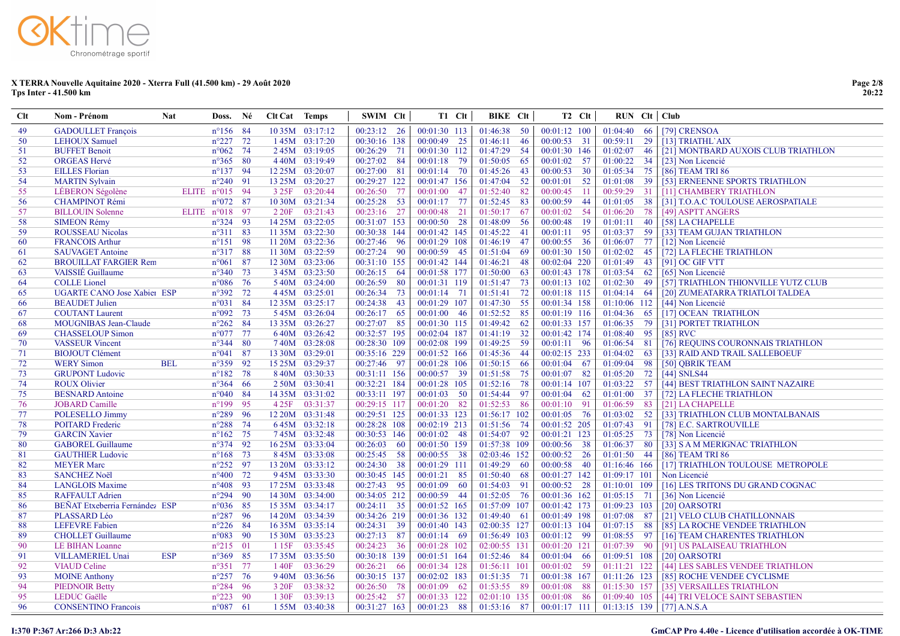# X TERRA Nouvelle Aquitaine 2020 - Xterra Full (41.500 km) - 29 Août 2020
**Tps Inter - 41.500 km**

| Clt | Nom - Prénom | Nat | Doss. | Né | Clt Cat | Temps | SWIM | Clt | T1 | Clt | BIKE | Clt | T2 | Clt | RUN | Clt | Club |
|---|---|---|---|---|---|---|---|---|---|---|---|---|---|---|---|---|---|
| 49 | GADOULLET François | | n°156 | 84 | 10 35M | 03:17:12 | 00:23:12 | 26 | 00:01:30 | 113 | 01:46:38 | 50 | 00:01:12 | 100 | 01:04:40 | 66 | [79] CRENSOA |
| 50 | LEHOUX Samuel | | n°227 | 72 | 1 45M | 03:17:20 | 00:30:16 | 138 | 00:00:49 | 25 | 01:46:11 | 46 | 00:00:53 | 31 | 00:59:11 | 29 | [13] TRIATHL`AIX |
| 51 | BUFFET Benoit | | n°062 | 74 | 2 45M | 03:19:05 | 00:26:29 | 71 | 00:01:30 | 112 | 01:47:29 | 54 | 00:01:30 | 146 | 01:02:07 | 46 | [21] MONTBARD AUXOIS CLUB TRIATHLON |
| 52 | ORGEAS Hervé | | n°365 | 80 | 4 40M | 03:19:49 | 00:27:02 | 84 | 00:01:18 | 79 | 01:50:05 | 65 | 00:01:02 | 57 | 01:00:22 | 34 | [23] Non Licencié |
| 53 | EILLES Florian | | n°137 | 94 | 12 25M | 03:20:07 | 00:27:00 | 81 | 00:01:14 | 70 | 01:45:26 | 43 | 00:00:53 | 30 | 01:05:34 | 75 | [86] TEAM TRI 86 |
| 54 | MARTIN Sylvain | | n°240 | 91 | 13 25M | 03:20:27 | 00:29:27 | 122 | 00:01:47 | 156 | 01:47:04 | 52 | 00:01:01 | 52 | 01:01:08 | 39 | [53] ERNEENNE SPORTS TRIATHLON |
| 55 | LÉBERON Ségolène | ELITE | n°015 | 94 | 3 25F | 03:20:44 | 00:26:50 | 77 | 00:01:00 | 47 | 01:52:40 | 82 | 00:00:45 | 11 | 00:59:29 | 31 | [11] CHAMBERY TRIATHLON |
| 56 | CHAMPINOT Rémi | | n°072 | 87 | 10 30M | 03:21:34 | 00:25:28 | 53 | 00:01:17 | 77 | 01:52:45 | 83 | 00:00:59 | 44 | 01:01:05 | 38 | [31] T.O.A.C TOULOUSE AEROSPATIALE |
| 57 | BILLOUIN Solenne | ELITE | n°018 | 97 | 2 20F | 03:21:43 | 00:23:16 | 27 | 00:00:48 | 21 | 01:50:17 | 67 | 00:01:02 | 54 | 01:06:20 | 78 | [49] ASPTT ANGERS |
| 58 | SIMEON Rémy | | n°324 | 93 | 14 25M | 03:22:05 | 00:31:07 | 153 | 00:00:50 | 28 | 01:48:09 | 56 | 00:00:48 | 19 | 01:01:11 | 40 | [58] LA CHAPELLE |
| 59 | ROUSSEAU Nicolas | | n°311 | 83 | 11 35M | 03:22:30 | 00:30:38 | 144 | 00:01:42 | 145 | 01:45:22 | 41 | 00:01:11 | 95 | 01:03:37 | 59 | [33] TEAM GUJAN TRIATHLON |
| 60 | FRANCOIS Arthur | | n°151 | 98 | 11 20M | 03:22:36 | 00:27:46 | 96 | 00:01:29 | 108 | 01:46:19 | 47 | 00:00:55 | 36 | 01:06:07 | 77 | [12] Non Licencié |
| 61 | SAUVAGET Antoine | | n°317 | 88 | 11 30M | 03:22:59 | 00:27:24 | 90 | 00:00:59 | 45 | 01:51:04 | 69 | 00:01:30 | 150 | 01:02:02 | 45 | [72] LA FLECHE TRIATHLON |
| 62 | BROUILLAT FARGIER Rem | | n°061 | 87 | 12 30M | 03:23:06 | 00:31:10 | 155 | 00:01:42 | 144 | 01:46:21 | 48 | 00:02:04 | 220 | 01:01:49 | 43 | [91] OC GIF VTT |
| 63 | VAISSIÉ Guillaume | | n°340 | 73 | 3 45M | 03:23:50 | 00:26:15 | 64 | 00:01:58 | 177 | 01:50:00 | 63 | 00:01:43 | 178 | 01:03:54 | 62 | [65] Non Licencié |
| 64 | COLLE Lionel | | n°086 | 76 | 5 40M | 03:24:00 | 00:26:59 | 80 | 00:01:31 | 119 | 01:51:47 | 73 | 00:01:13 | 102 | 01:02:30 | 49 | [57] TRIATHLON THIONVILLE YUTZ CLUB |
| 65 | UGARTE CANO Jose Xabier | ESP | n°392 | 72 | 4 45M | 03:25:01 | 00:26:34 | 73 | 00:01:14 | 71 | 01:51:41 | 72 | 00:01:18 | 115 | 01:04:14 | 64 | [20] ZUMEATARRA TRIATLOI TALDEA |
| 66 | BEAUDET Julien | | n°031 | 84 | 12 35M | 03:25:17 | 00:24:38 | 43 | 00:01:29 | 107 | 01:47:30 | 55 | 00:01:34 | 158 | 01:10:06 | 112 | [44] Non Licencié |
| 67 | COUTANT Laurent | | n°092 | 73 | 5 45M | 03:26:04 | 00:26:17 | 65 | 00:01:00 | 46 | 01:52:52 | 85 | 00:01:19 | 116 | 01:04:36 | 65 | [17] OCEAN TRIATHLON |
| 68 | MOUGNIBAS Jean-Claude | | n°262 | 84 | 13 35M | 03:26:27 | 00:27:07 | 85 | 00:01:30 | 115 | 01:49:42 | 62 | 00:01:33 | 157 | 01:06:35 | 79 | [31] PORTET TRIATHLON |
| 69 | CHASSELOUP Simon | | n°077 | 77 | 6 40M | 03:26:42 | 00:32:57 | 195 | 00:02:04 | 187 | 01:41:19 | 32 | 00:01:42 | 174 | 01:08:40 | 95 | [85] RVC |
| 70 | VASSEUR Vincent | | n°344 | 80 | 7 40M | 03:28:08 | 00:28:30 | 109 | 00:02:08 | 199 | 01:49:25 | 59 | 00:01:11 | 96 | 01:06:54 | 81 | [76] REQUINS COURONNAIS TRIATHLON |
| 71 | BIOJOUT Clément | | n°041 | 87 | 13 30M | 03:29:01 | 00:35:16 | 229 | 00:01:52 | 166 | 01:45:36 | 44 | 00:02:15 | 233 | 01:04:02 | 63 | [33] RAID AND TRAIL SALLEBOEUF |
| 72 | WERY Simon | BEL | n°359 | 92 | 15 25M | 03:29:37 | 00:27:46 | 97 | 00:01:28 | 106 | 01:50:15 | 66 | 00:01:04 | 67 | 01:09:04 | 98 | [50] QBRIK TEAM |
| 73 | GRUPONT Ludovic | | n°182 | 78 | 8 40M | 03:30:33 | 00:31:11 | 156 | 00:00:57 | 39 | 01:51:58 | 75 | 00:01:07 | 82 | 01:05:20 | 72 | [44] SNLS44 |
| 74 | ROUX Olivier | | n°364 | 66 | 2 50M | 03:30:41 | 00:32:21 | 184 | 00:01:28 | 105 | 01:52:16 | 78 | 00:01:14 | 107 | 01:03:22 | 57 | [44] BEST TRIATHLON SAINT NAZAIRE |
| 75 | BESNARD Antoine | | n°040 | 84 | 14 35M | 03:31:02 | 00:33:11 | 197 | 00:01:03 | 50 | 01:54:44 | 97 | 00:01:04 | 62 | 01:01:00 | 37 | [72] LA FLECHE TRIATHLON |
| 76 | JOBARD Camille | | n°199 | 95 | 4 25F | 03:31:37 | 00:29:15 | 117 | 00:01:20 | 82 | 01:52:53 | 86 | 00:01:10 | 91 | 01:06:59 | 83 | [21] LA CHAPELLE |
| 77 | POLESELLO Jimmy | | n°289 | 96 | 12 20M | 03:31:48 | 00:29:51 | 125 | 00:01:33 | 123 | 01:56:17 | 102 | 00:01:05 | 76 | 01:03:02 | 52 | [33] TRIATHLON CLUB MONTALBANAIS |
| 78 | POITARD Frederic | | n°288 | 74 | 6 45M | 03:32:18 | 00:28:28 | 108 | 00:02:19 | 213 | 01:51:56 | 74 | 00:01:52 | 205 | 01:07:43 | 91 | [78] E.C. SARTROUVILLE |
| 79 | GARCIN Xavier | | n°162 | 75 | 7 45M | 03:32:48 | 00:30:53 | 146 | 00:01:02 | 48 | 01:54:07 | 92 | 00:01:21 | 123 | 01:05:25 | 73 | [78] Non Licencié |
| 80 | GABOREL Guillaume | | n°374 | 92 | 16 25M | 03:33:04 | 00:26:03 | 60 | 00:01:50 | 159 | 01:57:38 | 109 | 00:00:56 | 38 | 01:06:37 | 80 | [33] S A M MERIGNAC TRIATHLON |
| 81 | GAUTHIER Ludovic | | n°168 | 73 | 8 45M | 03:33:08 | 00:25:45 | 58 | 00:00:55 | 38 | 02:03:46 | 152 | 00:00:52 | 26 | 01:01:50 | 44 | [86] TEAM TRI 86 |
| 82 | MEYER Marc | | n°252 | 97 | 13 20M | 03:33:12 | 00:24:30 | 38 | 00:01:29 | 111 | 01:49:29 | 60 | 00:00:58 | 40 | 01:16:46 | 166 | [17] TRIATHLON TOULOUSE METROPOLE |
| 83 | SANCHEZ Noël | | n°400 | 72 | 9 45M | 03:33:30 | 00:30:45 | 145 | 00:01:21 | 85 | 01:50:40 | 68 | 00:01:27 | 142 | 01:09:17 | 101 | Non Licencié |
| 84 | LANGLOIS Maxime | | n°408 | 93 | 17 25M | 03:33:48 | 00:27:43 | 95 | 00:01:09 | 60 | 01:54:03 | 91 | 00:00:52 | 28 | 01:10:01 | 109 | [16] LES TRITONS DU GRAND COGNAC |
| 85 | RAFFAULT Adrien | | n°294 | 90 | 14 30M | 03:34:00 | 00:34:05 | 212 | 00:00:59 | 44 | 01:52:05 | 76 | 00:01:36 | 162 | 01:05:15 | 71 | [36] Non Licencié |
| 86 | BEÑAT Etxeberria Fernández | ESP | n°036 | 85 | 15 35M | 03:34:17 | 00:24:11 | 35 | 00:01:52 | 165 | 01:57:09 | 107 | 00:01:42 | 173 | 01:09:23 | 103 | [20] OARSOTRI |
| 87 | PLASSARD Léo | | n°287 | 96 | 14 20M | 03:34:39 | 00:34:26 | 219 | 00:01:36 | 132 | 01:49:40 | 61 | 00:01:49 | 198 | 01:07:08 | 87 | [21] VELO CLUB CHATILLONNAIS |
| 88 | LEFEVRE Fabien | | n°226 | 84 | 16 35M | 03:35:14 | 00:24:31 | 39 | 00:01:40 | 143 | 02:00:35 | 127 | 00:01:13 | 104 | 01:07:15 | 88 | [85] LA ROCHE VENDEE TRIATHLON |
| 89 | CHOLLET Guillaume | | n°083 | 90 | 15 30M | 03:35:23 | 00:27:13 | 87 | 00:01:14 | 69 | 01:56:49 | 103 | 00:01:12 | 99 | 01:08:55 | 97 | [16] TEAM CHARENTES TRIATHLON |
| 90 | LE BIHAN Loanne | | n°215 | 01 | 1 15F | 03:35:45 | 00:24:23 | 36 | 00:01:28 | 102 | 02:00:55 | 131 | 00:01:20 | 121 | 01:07:39 | 90 | [91] US PALAISEAU TRIATHLON |
| 91 | VILLAMERIEL Unai | ESP | n°369 | 85 | 17 35M | 03:35:50 | 00:30:18 | 139 | 00:01:51 | 164 | 01:52:46 | 84 | 00:01:04 | 66 | 01:09:51 | 108 | [20] OARSOTRI |
| 92 | VIAUD Celine | | n°351 | 77 | 1 40F | 03:36:29 | 00:26:21 | 66 | 00:01:34 | 128 | 01:56:11 | 101 | 00:01:02 | 59 | 01:11:21 | 122 | [44] LES SABLES VENDEE TRIATHLON |
| 93 | MOINE Anthony | | n°257 | 76 | 9 40M | 03:36:56 | 00:30:15 | 137 | 00:02:02 | 183 | 01:51:35 | 71 | 00:01:38 | 167 | 01:11:26 | 123 | [85] ROCHE VENDEE CYCLISME |
| 94 | PIEDNOIR Betty | | n°284 | 96 | 3 20F | 03:38:32 | 00:26:50 | 78 | 00:01:09 | 62 | 01:53:55 | 89 | 00:01:08 | 88 | 01:15:30 | 157 | [35] VERSAILLES TRIATHLON |
| 95 | LEDUC Gaëlle | | n°223 | 90 | 1 30F | 03:39:13 | 00:25:42 | 57 | 00:01:33 | 122 | 02:01:10 | 135 | 00:01:08 | 86 | 01:09:40 | 105 | [44] TRI VELOCE SAINT SEBASTIEN |
| 96 | CONSENTINO Francois | | n°087 | 61 | 1 55M | 03:40:38 | 00:31:27 | 163 | 00:01:23 | 88 | 01:53:16 | 87 | 00:01:17 | 111 | 01:13:15 | 139 | [77] A.N.S.A |

I:370 P:367 Ar:266 D:3 Ab:22

GmCAP Pro 4.40e - Licence d'utilisation accordée à OK-TIME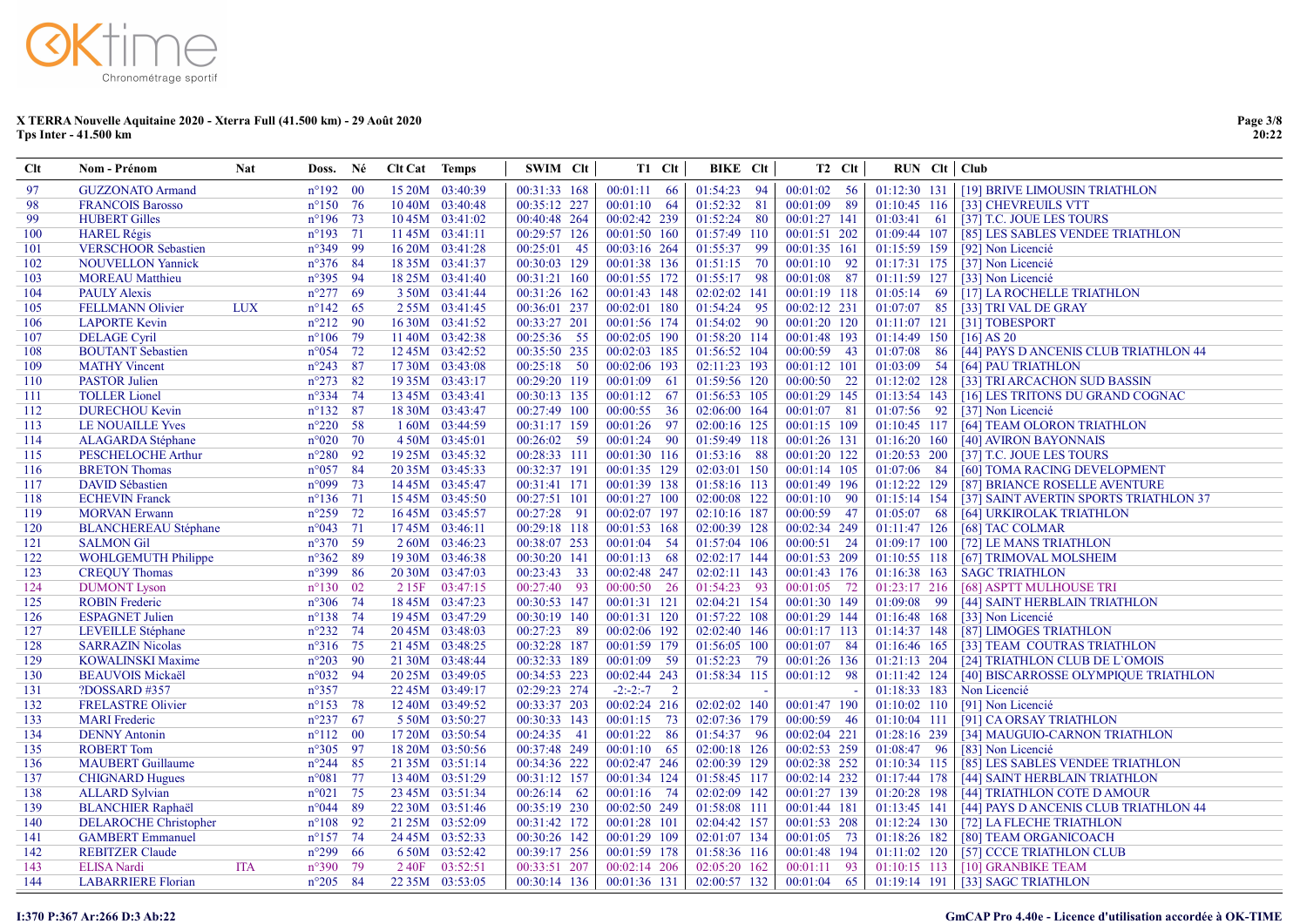# X TERRA Nouvelle Aquitaine 2020 - Xterra Full (41.500 km) - 29 Août 2020

**Tps Inter - 41.500 km**

| Clt | Nom - Prénom | Nat | Doss. | Né | Clt Cat | Temps | SWIM | Clt | T1 | Clt | BIKE | Clt | T2 | Clt | RUN | Clt | Club |
|---|---|---|---|---|---|---|---|---|---|---|---|---|---|---|---|---|---|
| 97 | GUZZONATO Armand | | n°192 | 00 | 15 20M | 03:40:39 | 00:31:33 | 168 | 00:01:11 | 66 | 01:54:23 | 94 | 00:01:02 | 56 | 01:12:30 | 131 | [19] BRIVE LIMOUSIN TRIATHLON |
| 98 | FRANCOIS Barosso | | n°150 | 76 | 10 40M | 03:40:48 | 00:35:12 | 227 | 00:01:10 | 64 | 01:52:32 | 81 | 00:01:09 | 89 | 01:10:45 | 116 | [33] CHEVREUILS VTT |
| 99 | HUBERT Gilles | | n°196 | 73 | 10 45M | 03:41:02 | 00:40:48 | 264 | 00:02:42 | 239 | 01:52:24 | 80 | 00:01:27 | 141 | 01:03:41 | 61 | [37] T.C. JOUE LES TOURS |
| 100 | HAREL Régis | | n°193 | 71 | 11 45M | 03:41:11 | 00:29:57 | 126 | 00:01:50 | 160 | 01:57:49 | 110 | 00:01:51 | 202 | 01:09:44 | 107 | [85] LES SABLES VENDEE TRIATHLON |
| 101 | VERSCHOOR Sebastien | | n°349 | 99 | 16 20M | 03:41:28 | 00:25:01 | 45 | 00:03:16 | 264 | 01:55:37 | 99 | 00:01:35 | 161 | 01:15:59 | 159 | [92] Non Licencié |
| 102 | NOUVELLON Yannick | | n°376 | 84 | 18 35M | 03:41:37 | 00:30:03 | 129 | 00:01:38 | 136 | 01:51:15 | 70 | 00:01:10 | 92 | 01:17:31 | 175 | [37] Non Licencié |
| 103 | MOREAU Matthieu | | n°395 | 94 | 18 25M | 03:41:40 | 00:31:21 | 160 | 00:01:55 | 172 | 01:55:17 | 98 | 00:01:08 | 87 | 01:11:59 | 127 | [33] Non Licencié |
| 104 | PAULY Alexis | | n°277 | 69 | 3 50M | 03:41:44 | 00:31:26 | 162 | 00:01:43 | 148 | 02:02:02 | 141 | 00:01:19 | 118 | 01:05:14 | 69 | [17] LA ROCHELLE TRIATHLON |
| 105 | FELLMANN Olivier | LUX | n°142 | 65 | 2 55M | 03:41:45 | 00:36:01 | 237 | 00:02:01 | 180 | 01:54:24 | 95 | 00:02:12 | 231 | 01:07:07 | 85 | [33] TRI VAL DE GRAY |
| 106 | LAPORTE Kevin | | n°212 | 90 | 16 30M | 03:41:52 | 00:33:27 | 201 | 00:01:56 | 174 | 01:54:02 | 90 | 00:01:20 | 120 | 01:11:07 | 121 | [31] TOBESPORT |
| 107 | DELAGE Cyril | | n°106 | 79 | 11 40M | 03:42:38 | 00:25:36 | 55 | 00:02:05 | 190 | 01:58:20 | 114 | 00:01:48 | 193 | 01:14:49 | 150 | [16] AS 20 |
| 108 | BOUTANT Sebastien | | n°054 | 72 | 12 45M | 03:42:52 | 00:35:50 | 235 | 00:02:03 | 185 | 01:56:52 | 104 | 00:00:59 | 43 | 01:07:08 | 86 | [44] PAYS D ANCENIS CLUB TRIATHLON 44 |
| 109 | MATHY Vincent | | n°243 | 87 | 17 30M | 03:43:08 | 00:25:18 | 50 | 00:02:06 | 193 | 02:11:23 | 193 | 00:01:12 | 101 | 01:03:09 | 54 | [64] PAU TRIATHLON |
| 110 | PASTOR Julien | | n°273 | 82 | 19 35M | 03:43:17 | 00:29:20 | 119 | 00:01:09 | 61 | 01:59:56 | 120 | 00:00:50 | 22 | 01:12:02 | 128 | [33] TRI ARCACHON SUD BASSIN |
| 111 | TOLLER Lionel | | n°334 | 74 | 13 45M | 03:43:41 | 00:30:13 | 135 | 00:01:12 | 67 | 01:56:53 | 105 | 00:01:29 | 145 | 01:13:54 | 143 | [16] LES TRITONS DU GRAND COGNAC |
| 112 | DURECHOU Kevin | | n°132 | 87 | 18 30M | 03:43:47 | 00:27:49 | 100 | 00:00:55 | 36 | 02:06:00 | 164 | 00:01:07 | 81 | 01:07:56 | 92 | [37] Non Licencié |
| 113 | LE NOUAILLE Yves | | n°220 | 58 | 1 60M | 03:44:59 | 00:31:17 | 159 | 00:01:26 | 97 | 02:00:16 | 125 | 00:01:15 | 109 | 01:10:45 | 117 | [64] TEAM OLORON TRIATHLON |
| 114 | ALAGARDA Stéphane | | n°020 | 70 | 4 50M | 03:45:01 | 00:26:02 | 59 | 00:01:24 | 90 | 01:59:49 | 118 | 00:01:26 | 131 | 01:16:20 | 160 | [40] AVIRON BAYONNAIS |
| 115 | PESCHELOCHE Arthur | | n°280 | 92 | 19 25M | 03:45:32 | 00:28:33 | 111 | 00:01:30 | 116 | 01:53:16 | 88 | 00:01:20 | 122 | 01:20:53 | 200 | [37] T.C. JOUE LES TOURS |
| 116 | BRETON Thomas | | n°057 | 84 | 20 35M | 03:45:33 | 00:32:37 | 191 | 00:01:35 | 129 | 02:03:01 | 150 | 00:01:14 | 105 | 01:07:06 | 84 | [60] TOMA RACING DEVELOPMENT |
| 117 | DAVID Sébastien | | n°099 | 73 | 14 45M | 03:45:47 | 00:31:41 | 171 | 00:01:39 | 138 | 01:58:16 | 113 | 00:01:49 | 196 | 01:12:22 | 129 | [87] BRIANCE ROSELLE AVENTURE |
| 118 | ECHEVIN Franck | | n°136 | 71 | 15 45M | 03:45:50 | 00:27:51 | 101 | 00:01:27 | 100 | 02:00:08 | 122 | 00:01:10 | 90 | 01:15:14 | 154 | [37] SAINT AVERTIN SPORTS TRIATHLON 37 |
| 119 | MORVAN Erwann | | n°259 | 72 | 16 45M | 03:45:57 | 00:27:28 | 91 | 00:02:07 | 197 | 02:10:16 | 187 | 00:00:59 | 47 | 01:05:07 | 68 | [64] URKIROLAK TRIATHLON |
| 120 | BLANCHEREAU Stéphane | | n°043 | 71 | 17 45M | 03:46:11 | 00:29:18 | 118 | 00:01:53 | 168 | 02:00:39 | 128 | 00:02:34 | 249 | 01:11:47 | 126 | [68] TAC COLMAR |
| 121 | SALMON Gil | | n°370 | 59 | 2 60M | 03:46:23 | 00:38:07 | 253 | 00:01:04 | 54 | 01:57:04 | 106 | 00:00:51 | 24 | 01:09:17 | 100 | [72] LE MANS TRIATHLON |
| 122 | WOHLGEMUTH Philippe | | n°362 | 89 | 19 30M | 03:46:38 | 00:30:20 | 141 | 00:01:13 | 68 | 02:02:17 | 144 | 00:01:53 | 209 | 01:10:55 | 118 | [67] TRIMOVAL MOLSHEIM |
| 123 | CREQUY Thomas | | n°399 | 86 | 20 30M | 03:47:03 | 00:23:43 | 33 | 00:02:48 | 247 | 02:02:11 | 143 | 00:01:43 | 176 | 01:16:38 | 163 | SAGC TRIATHLON |
| 124 | DUMONT Lyson | | n°130 | 02 | 2 15F | 03:47:15 | 00:27:40 | 93 | 00:00:50 | 26 | 01:54:23 | 93 | 00:01:05 | 72 | 01:23:17 | 216 | [68] ASPTT MULHOUSE TRI |
| 125 | ROBIN Frederic | | n°306 | 74 | 18 45M | 03:47:23 | 00:30:53 | 147 | 00:01:31 | 121 | 02:04:21 | 154 | 00:01:30 | 149 | 01:09:08 | 99 | [44] SAINT HERBLAIN TRIATHLON |
| 126 | ESPAGNET Julien | | n°138 | 74 | 19 45M | 03:47:29 | 00:30:19 | 140 | 00:01:31 | 120 | 01:57:22 | 108 | 00:01:29 | 144 | 01:16:48 | 168 | [33] Non Licencié |
| 127 | LEVEILLE Stéphane | | n°232 | 74 | 20 45M | 03:48:03 | 00:27:23 | 89 | 00:02:06 | 192 | 02:02:40 | 146 | 00:01:17 | 113 | 01:14:37 | 148 | [87] LIMOGES TRIATHLON |
| 128 | SARRAZIN Nicolas | | n°316 | 75 | 21 45M | 03:48:25 | 00:32:28 | 187 | 00:01:59 | 179 | 01:56:05 | 100 | 00:01:07 | 84 | 01:16:46 | 165 | [33] TEAM COUTRAS TRIATHLON |
| 129 | KOWALINSKI Maxime | | n°203 | 90 | 21 30M | 03:48:44 | 00:32:33 | 189 | 00:01:09 | 59 | 01:52:23 | 79 | 00:01:26 | 136 | 01:21:13 | 204 | [24] TRIATHLON CLUB DE L`OMOIS |
| 130 | BEAUVOIS Mickaël | | n°032 | 94 | 20 25M | 03:49:05 | 00:34:53 | 223 | 00:02:44 | 243 | 01:58:34 | 115 | 00:01:12 | 98 | 01:11:42 | 124 | [40] BISCARROSSE OLYMPIQUE TRIATHLON |
| 131 | ?DOSSARD #357 | | n°357 | | 22 45M | 03:49:17 | 02:29:23 | 274 | -2:-2:-7 | 2 | | - | | - | 01:18:33 | 183 | Non Licencié |
| 132 | FRELASTRE Olivier | | n°153 | 78 | 12 40M | 03:49:52 | 00:33:37 | 203 | 00:02:24 | 216 | 02:02:02 | 140 | 00:01:47 | 190 | 01:10:02 | 110 | [91] Non Licencié |
| 133 | MARI Frederic | | n°237 | 67 | 5 50M | 03:50:27 | 00:30:33 | 143 | 00:01:15 | 73 | 02:07:36 | 179 | 00:00:59 | 46 | 01:10:04 | 111 | [91] CA ORSAY TRIATHLON |
| 134 | DENNY Antonin | | n°112 | 00 | 17 20M | 03:50:54 | 00:24:35 | 41 | 00:01:22 | 86 | 01:54:37 | 96 | 00:02:04 | 221 | 01:28:16 | 239 | [34] MAUGUIO-CARNON TRIATHLON |
| 135 | ROBERT Tom | | n°305 | 97 | 18 20M | 03:50:56 | 00:37:48 | 249 | 00:01:10 | 65 | 02:00:18 | 126 | 00:02:53 | 259 | 01:08:47 | 96 | [83] Non Licencié |
| 136 | MAUBERT Guillaume | | n°244 | 85 | 21 35M | 03:51:14 | 00:34:36 | 222 | 00:02:47 | 246 | 02:00:39 | 129 | 00:02:38 | 252 | 01:10:34 | 115 | [85] LES SABLES VENDEE TRIATHLON |
| 137 | CHIGNARD Hugues | | n°081 | 77 | 13 40M | 03:51:29 | 00:31:12 | 157 | 00:01:34 | 124 | 01:58:45 | 117 | 00:02:14 | 232 | 01:17:44 | 178 | [44] SAINT HERBLAIN TRIATHLON |
| 138 | ALLARD Sylvian | | n°021 | 75 | 23 45M | 03:51:34 | 00:26:14 | 62 | 00:01:16 | 74 | 02:02:09 | 142 | 00:01:27 | 139 | 01:20:28 | 198 | [44] TRIATHLON COTE D AMOUR |
| 139 | BLANCHIER Raphaël | | n°044 | 89 | 22 30M | 03:51:46 | 00:35:19 | 230 | 00:02:50 | 249 | 01:58:08 | 111 | 00:01:44 | 181 | 01:13:45 | 141 | [44] PAYS D ANCENIS CLUB TRIATHLON 44 |
| 140 | DELAROCHE Christopher | | n°108 | 92 | 21 25M | 03:52:09 | 00:31:42 | 172 | 00:01:28 | 101 | 02:04:42 | 157 | 00:01:53 | 208 | 01:12:24 | 130 | [72] LA FLECHE TRIATHLON |
| 141 | GAMBERT Emmanuel | | n°157 | 74 | 24 45M | 03:52:33 | 00:30:26 | 142 | 00:01:29 | 109 | 02:01:07 | 134 | 00:01:05 | 73 | 01:18:26 | 182 | [80] TEAM ORGANICOACH |
| 142 | REBITZER Claude | | n°299 | 66 | 6 50M | 03:52:42 | 00:39:17 | 256 | 00:01:59 | 178 | 01:58:36 | 116 | 00:01:48 | 194 | 01:11:02 | 120 | [57] CCCE TRIATHLON CLUB |
| 143 | ELISA Nardi | ITA | n°390 | 79 | 2 40F | 03:52:51 | 00:33:51 | 207 | 00:02:14 | 206 | 02:05:20 | 162 | 00:01:11 | 93 | 01:10:15 | 113 | [10] GRANBIKE TEAM |
| 144 | LABARRIERE Florian | | n°205 | 84 | 22 35M | 03:53:05 | 00:30:14 | 136 | 00:01:36 | 131 | 02:00:57 | 132 | 00:01:04 | 65 | 01:19:14 | 191 | [33] SAGC TRIATHLON |

I:370 P:367 Ar:266 D:3 Ab:22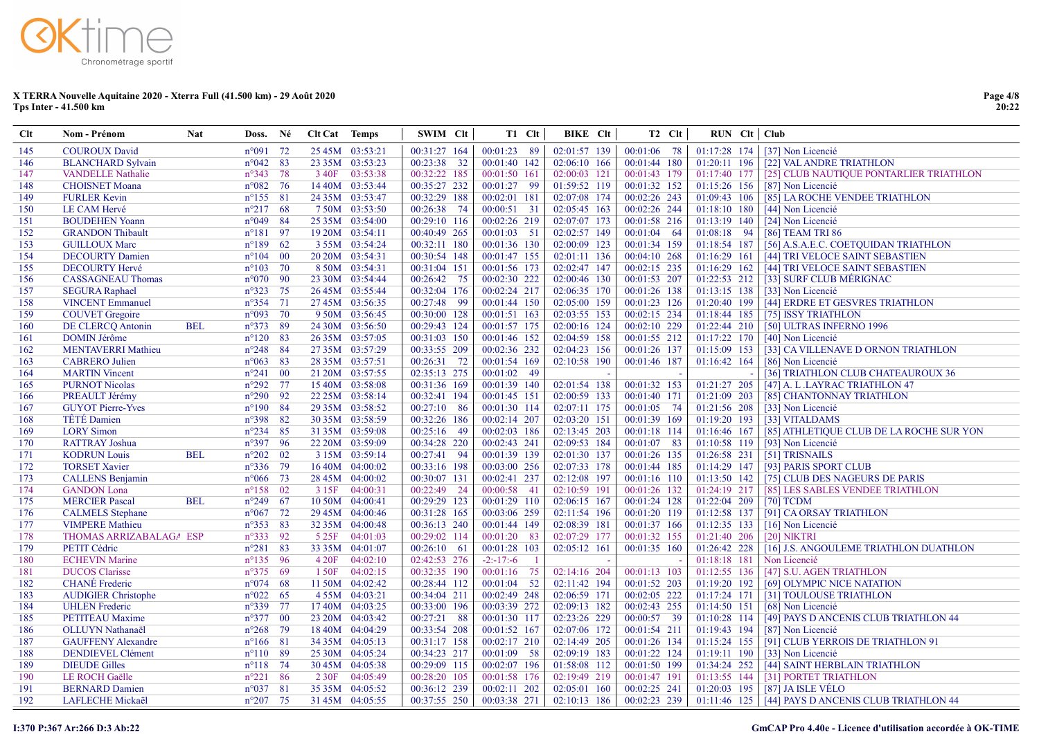**X TERRA Nouvelle Aquitaine 2020 - Xterra Full (41.500 km) - 29 Août 2020**
**Tps Inter - 41.500 km**

| Clt | Nom - Prénom | Nat | Doss. | Né | Clt Cat | Temps | SWIM | Clt | T1 | Clt | BIKE | Clt | T2 | Clt | RUN | Clt | Club |
|---|---|---|---|---|---|---|---|---|---|---|---|---|---|---|---|---|---|
| 145 | COUROUX David | | n°091 | 72 | 25 45M | 03:53:21 | 00:31:27 | 164 | 00:01:23 | 89 | 02:01:57 | 139 | 00:01:06 | 78 | 01:17:28 | 174 | [37] Non Licencié |
| 146 | BLANCHARD Sylvain | | n°042 | 83 | 23 35M | 03:53:23 | 00:23:38 | 32 | 00:01:40 | 142 | 02:06:10 | 166 | 00:01:44 | 180 | 01:20:11 | 196 | [22] VAL ANDRE TRIATHLON |
| 147 | VANDELLE Nathalie | | n°343 | 78 | 3 40F | 03:53:38 | 00:32:22 | 185 | 00:01:50 | 161 | 02:00:03 | 121 | 00:01:43 | 179 | 01:17:40 | 177 | [25] CLUB NAUTIQUE PONTARLIER TRIATHLON |
| 148 | CHOISNET Moana | | n°082 | 76 | 14 40M | 03:53:44 | 00:35:27 | 232 | 00:01:27 | 99 | 01:59:52 | 119 | 00:01:32 | 152 | 01:15:26 | 156 | [87] Non Licencié |
| 149 | FURLER Kevin | | n°155 | 81 | 24 35M | 03:53:47 | 00:32:29 | 188 | 00:02:01 | 181 | 02:07:08 | 174 | 00:02:26 | 243 | 01:09:43 | 106 | [85] LA ROCHE VENDEE TRIATHLON |
| 150 | LE CAM Hervé | | n°217 | 68 | 7 50M | 03:53:50 | 00:26:38 | 74 | 00:00:51 | 31 | 02:05:45 | 163 | 00:02:26 | 244 | 01:18:10 | 180 | [44] Non Licencié |
| 151 | BOUDEHEN Yoann | | n°049 | 84 | 25 35M | 03:54:00 | 00:29:10 | 116 | 00:02:26 | 219 | 02:07:07 | 173 | 00:01:58 | 216 | 01:13:19 | 140 | [24] Non Licencié |
| 152 | GRANDON Thibault | | n°181 | 97 | 19 20M | 03:54:11 | 00:40:49 | 265 | 00:01:03 | 51 | 02:02:57 | 149 | 00:01:04 | 64 | 01:08:18 | 94 | [86] TEAM TRI 86 |
| 153 | GUILLOUX Marc | | n°189 | 62 | 3 55M | 03:54:24 | 00:32:11 | 180 | 00:01:36 | 130 | 02:00:09 | 123 | 00:01:34 | 159 | 01:18:54 | 187 | [56] A.S.A.E.C. COETQUIDAN TRIATHLON |
| 154 | DECOURTY Damien | | n°104 | 00 | 20 20M | 03:54:31 | 00:30:54 | 148 | 00:01:47 | 155 | 02:01:11 | 136 | 00:04:10 | 268 | 01:16:29 | 161 | [44] TRI VELOCE SAINT SEBASTIEN |
| 155 | DECOURTY Hervé | | n°103 | 70 | 8 50M | 03:54:31 | 00:31:04 | 151 | 00:01:56 | 173 | 02:02:47 | 147 | 00:02:15 | 235 | 01:16:29 | 162 | [44] TRI VELOCE SAINT SEBASTIEN |
| 156 | CASSAGNEAU Thomas | | n°070 | 90 | 23 30M | 03:54:44 | 00:26:42 | 75 | 00:02:30 | 222 | 02:00:46 | 130 | 00:01:53 | 207 | 01:22:53 | 212 | [33] SURF CLUB MÉRIGNAC |
| 157 | SEGURA Raphael | | n°323 | 75 | 26 45M | 03:55:44 | 00:32:04 | 176 | 00:02:24 | 217 | 02:06:35 | 170 | 00:01:26 | 138 | 01:13:15 | 138 | [33] Non Licencié |
| 158 | VINCENT Emmanuel | | n°354 | 71 | 27 45M | 03:56:35 | 00:27:48 | 99 | 00:01:44 | 150 | 02:05:00 | 159 | 00:01:23 | 126 | 01:20:40 | 199 | [44] ERDRE ET GESVRES TRIATHLON |
| 159 | COUVET Gregoire | | n°093 | 70 | 9 50M | 03:56:45 | 00:30:00 | 128 | 00:01:51 | 163 | 02:03:55 | 153 | 00:02:15 | 234 | 01:18:44 | 185 | [75] ISSY TRIATHLON |
| 160 | DE CLERCQ Antonin | BEL | n°373 | 89 | 24 30M | 03:56:50 | 00:29:43 | 124 | 00:01:57 | 175 | 02:00:16 | 124 | 00:02:10 | 229 | 01:22:44 | 210 | [50] ULTRAS INFERNO 1996 |
| 161 | DOMIN Jérôme | | n°120 | 83 | 26 35M | 03:57:05 | 00:31:03 | 150 | 00:01:46 | 152 | 02:04:59 | 158 | 00:01:55 | 212 | 01:17:22 | 170 | [40] Non Licencié |
| 162 | MENTAVERRI Mathieu | | n°248 | 84 | 27 35M | 03:57:29 | 00:33:55 | 209 | 00:02:36 | 232 | 02:04:23 | 156 | 00:01:26 | 137 | 01:15:09 | 153 | [33] CA VILLENAVE D ORNON TRIATHLON |
| 163 | CABRERO Julien | | n°063 | 83 | 28 35M | 03:57:51 | 00:26:31 | 72 | 00:01:54 | 169 | 02:10:58 | 190 | 00:01:46 | 187 | 01:16:42 | 164 | [86] Non Licencié |
| 164 | MARTIN Vincent | | n°241 | 00 | 21 20M | 03:57:55 | 02:35:13 | 275 | 00:01:02 | 49 | - | | - | | - | | [36] TRIATHLON CLUB CHATEAUROUX 36 |
| 165 | PURNOT Nicolas | | n°292 | 77 | 15 40M | 03:58:08 | 00:31:36 | 169 | 00:01:39 | 140 | 02:01:54 | 138 | 00:01:32 | 153 | 01:21:27 | 205 | [47] A. L .LAYRAC TRIATHLON 47 |
| 166 | PREAULT Jérémy | | n°290 | 92 | 22 25M | 03:58:14 | 00:32:41 | 194 | 00:01:45 | 151 | 02:00:59 | 133 | 00:01:40 | 171 | 01:21:09 | 203 | [85] CHANTONNAY TRIATHLON |
| 167 | GUYOT Pierre-Yves | | n°190 | 84 | 29 35M | 03:58:52 | 00:27:10 | 86 | 00:01:30 | 114 | 02:07:11 | 175 | 00:01:05 | 74 | 01:21:56 | 208 | [33] Non Licencié |
| 168 | TÊTÉ Damien | | n°398 | 82 | 30 35M | 03:58:59 | 00:32:26 | 186 | 00:02:14 | 207 | 02:03:20 | 151 | 00:01:39 | 169 | 01:19:20 | 193 | [33] VITALDAMS |
| 169 | LORY Simon | | n°234 | 85 | 31 35M | 03:59:08 | 00:25:16 | 49 | 00:02:03 | 186 | 02:13:45 | 203 | 00:01:18 | 114 | 01:16:46 | 167 | [85] ATHLETIQUE CLUB DE LA ROCHE SUR YON |
| 170 | RATTRAY Joshua | | n°397 | 96 | 22 20M | 03:59:09 | 00:34:28 | 220 | 00:02:43 | 241 | 02:09:53 | 184 | 00:01:07 | 83 | 01:10:58 | 119 | [93] Non Licencié |
| 171 | KODRUN Louis | BEL | n°202 | 02 | 3 15M | 03:59:14 | 00:27:41 | 94 | 00:01:39 | 139 | 02:01:30 | 137 | 00:01:26 | 135 | 01:26:58 | 231 | [51] TRISNAILS |
| 172 | TORSET Xavier | | n°336 | 79 | 16 40M | 04:00:02 | 00:33:16 | 198 | 00:03:00 | 256 | 02:07:33 | 178 | 00:01:44 | 185 | 01:14:29 | 147 | [93] PARIS SPORT CLUB |
| 173 | CALLENS Benjamin | | n°066 | 73 | 28 45M | 04:00:02 | 00:30:07 | 131 | 00:02:41 | 237 | 02:12:08 | 197 | 00:01:16 | 110 | 01:13:50 | 142 | [75] CLUB DES NAGEURS DE PARIS |
| 174 | GANDON Lona | | n°158 | 02 | 3 15F | 04:00:31 | 00:22:49 | 24 | 00:00:58 | 41 | 02:10:59 | 191 | 00:01:26 | 132 | 01:24:19 | 217 | [85] LES SABLES VENDEE TRIATHLON |
| 175 | MERCIER Pascal | BEL | n°249 | 67 | 10 50M | 04:00:41 | 00:29:29 | 123 | 00:01:29 | 110 | 02:06:15 | 167 | 00:01:24 | 128 | 01:22:04 | 209 | [70] TCDM |
| 176 | CALMELS Stephane | | n°067 | 72 | 29 45M | 04:00:46 | 00:31:28 | 165 | 00:03:06 | 259 | 02:11:54 | 196 | 00:01:20 | 119 | 01:12:58 | 137 | [91] CA ORSAY TRIATHLON |
| 177 | VIMPERE Mathieu | | n°353 | 83 | 32 35M | 04:00:48 | 00:36:13 | 240 | 00:01:44 | 149 | 02:08:39 | 181 | 00:01:37 | 166 | 01:12:35 | 133 | [16] Non Licencié |
| 178 | THOMAS ARRIZABALAGA | ESP | n°333 | 92 | 5 25F | 04:01:03 | 00:29:02 | 114 | 00:01:20 | 83 | 02:07:29 | 177 | 00:01:32 | 155 | 01:21:40 | 206 | [20] NIKTRI |
| 179 | PETIT Cédric | | n°281 | 83 | 33 35M | 04:01:07 | 00:26:10 | 61 | 00:01:28 | 103 | 02:05:12 | 161 | 00:01:35 | 160 | 01:26:42 | 228 | [16] J.S. ANGOULEME TRIATHLON DUATHLON |
| 180 | ECHEVIN Marine | | n°135 | 96 | 4 20F | 04:02:10 | 02:42:53 | 276 | -2:-17:-6 | 1 | - | | - | | 01:18:18 | 181 | Non Licencié |
| 181 | DUCOS Clarisse | | n°375 | 69 | 1 50F | 04:02:15 | 00:32:35 | 190 | 00:01:16 | 75 | 02:14:16 | 204 | 00:01:13 | 103 | 01:12:55 | 136 | [47] S.U. AGEN TRIATHLON |
| 182 | CHANÉ Frederic | | n°074 | 68 | 11 50M | 04:02:42 | 00:28:44 | 112 | 00:01:04 | 52 | 02:11:42 | 194 | 00:01:52 | 203 | 01:19:20 | 192 | [69] OLYMPIC NICE NATATION |
| 183 | AUDIGIER Christophe | | n°022 | 65 | 4 55M | 04:03:21 | 00:34:04 | 211 | 00:02:49 | 248 | 02:06:59 | 171 | 00:02:05 | 222 | 01:17:24 | 171 | [31] TOULOUSE TRIATHLON |
| 184 | UHLEN Frederic | | n°339 | 77 | 17 40M | 04:03:25 | 00:33:00 | 196 | 00:03:39 | 272 | 02:09:13 | 182 | 00:02:43 | 255 | 01:14:50 | 151 | [68] Non Licencié |
| 185 | PETITEAU Maxime | | n°377 | 00 | 23 20M | 04:03:42 | 00:27:21 | 88 | 00:01:30 | 117 | 02:23:26 | 229 | 00:00:57 | 39 | 01:10:28 | 114 | [49] PAYS D ANCENIS CLUB TRIATHLON 44 |
| 186 | OLLUYN Nathanaël | | n°268 | 79 | 18 40M | 04:04:29 | 00:33:54 | 208 | 00:01:52 | 167 | 02:07:06 | 172 | 00:01:54 | 211 | 01:19:43 | 194 | [87] Non Licencié |
| 187 | GAUFFENY Alexandre | | n°166 | 81 | 34 35M | 04:05:13 | 00:31:17 | 158 | 00:02:17 | 210 | 02:14:49 | 205 | 00:01:26 | 134 | 01:15:24 | 155 | [91] CLUB YERROIS DE TRIATHLON 91 |
| 188 | DENDIEVEL Clément | | n°110 | 89 | 25 30M | 04:05:24 | 00:34:23 | 217 | 00:01:09 | 58 | 02:09:19 | 183 | 00:01:22 | 124 | 01:19:11 | 190 | [33] Non Licencié |
| 189 | DIEUDE Gilles | | n°118 | 74 | 30 45M | 04:05:38 | 00:29:09 | 115 | 00:02:07 | 196 | 01:58:08 | 112 | 00:01:50 | 199 | 01:34:24 | 252 | [44] SAINT HERBLAIN TRIATHLON |
| 190 | LE ROCH Gaëlle | | n°221 | 86 | 2 30F | 04:05:49 | 00:28:20 | 105 | 00:01:58 | 176 | 02:19:49 | 219 | 00:01:47 | 191 | 01:13:55 | 144 | [31] PORTET TRIATHLON |
| 191 | BERNARD Damien | | n°037 | 81 | 35 35M | 04:05:52 | 00:36:12 | 239 | 00:02:11 | 202 | 02:05:01 | 160 | 00:02:25 | 241 | 01:20:03 | 195 | [87] JA ISLE VÉLO |
| 192 | LAFLECHE Mickaël | | n°207 | 75 | 31 45M | 04:05:55 | 00:37:55 | 250 | 00:03:38 | 271 | 02:10:13 | 186 | 00:02:23 | 239 | 01:11:46 | 125 | [44] PAYS D ANCENIS CLUB TRIATHLON 44 |

I:370 P:367 Ar:266 D:3 Ab:22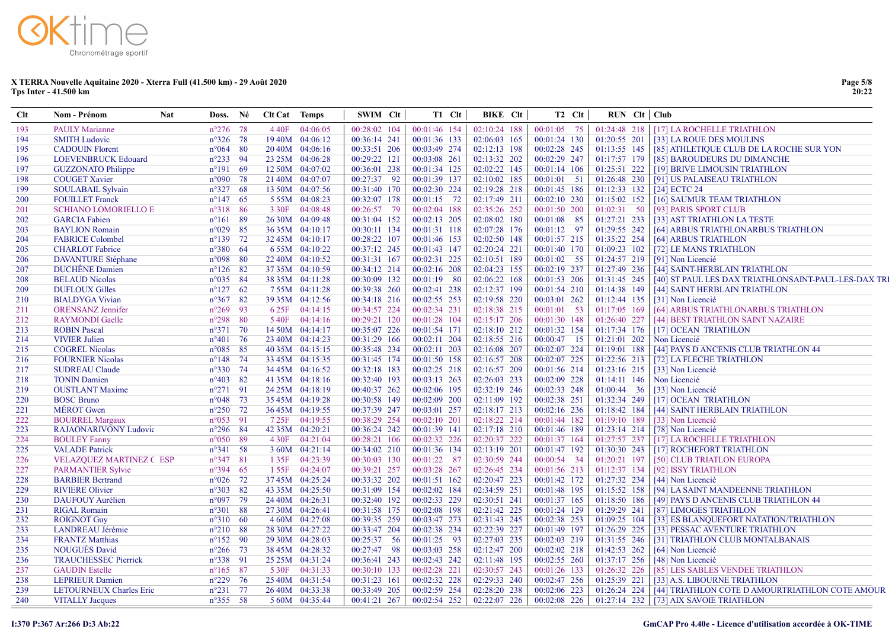**X TERRA Nouvelle Aquitaine 2020 - Xterra Full (41.500 km) - 29 Août 2020**
**Tps Inter - 41.500 km**

| Clt | Nom - Prénom | Nat | Doss. | Né | Clt Cat | Temps | SWIM | Clt | T1 | Clt | BIKE | Clt | T2 | Clt | RUN | Clt | Club |
|---|---|---|---|---|---|---|---|---|---|---|---|---|---|---|---|---|---|
| 193 | PAULY Marianne | | n°276 | 78 | 4 40F | 04:06:05 | 00:28:02 | 104 | 00:01:46 | 154 | 02:10:24 | 188 | 00:01:05 | 75 | 01:24:48 | 218 | [17] LA ROCHELLE TRIATHLON |
| 194 | SMITH Ludovic | | n°326 | 78 | 19 40M | 04:06:12 | 00:36:14 | 241 | 00:01:36 | 133 | 02:06:03 | 165 | 00:01:24 | 130 | 01:20:55 | 201 | [33] LA ROUE DES MOULINS |
| 195 | CADOUIN Florent | | n°064 | 80 | 20 40M | 04:06:16 | 00:33:51 | 206 | 00:03:49 | 274 | 02:12:13 | 198 | 00:02:28 | 245 | 01:13:55 | 145 | [85] ATHLETIQUE CLUB DE LA ROCHE SUR YON |
| 196 | LOEVENBRUCK Edouard | | n°233 | 94 | 23 25M | 04:06:28 | 00:29:22 | 121 | 00:03:08 | 261 | 02:13:32 | 202 | 00:02:29 | 247 | 01:17:57 | 179 | [85] BAROUDEURS DU DIMANCHE |
| 197 | GUZZONATO Philippe | | n°191 | 69 | 12 50M | 04:07:02 | 00:36:01 | 238 | 00:01:34 | 125 | 02:02:22 | 145 | 00:01:14 | 106 | 01:25:51 | 222 | [19] BRIVE LIMOUSIN TRIATHLON |
| 198 | COUGET Xavier | | n°090 | 78 | 21 40M | 04:07:07 | 00:27:37 | 92 | 00:01:39 | 137 | 02:10:02 | 185 | 00:01:01 | 51 | 01:26:48 | 230 | [91] US PALAISEAU TRIATHLON |
| 199 | SOULABAIL Sylvain | | n°327 | 68 | 13 50M | 04:07:56 | 00:31:40 | 170 | 00:02:30 | 224 | 02:19:28 | 218 | 00:01:45 | 186 | 01:12:33 | 132 | [24] ECTC 24 |
| 200 | FOUILLET Franck | | n°147 | 65 | 5 55M | 04:08:23 | 00:32:07 | 178 | 00:01:15 | 72 | 02:17:49 | 211 | 00:02:10 | 230 | 01:15:02 | 152 | [16] SAUMUR TEAM TRIATHLON |
| 201 | SCHIANO LOMORIELLO E | | n°318 | 86 | 3 30F | 04:08:48 | 00:26:57 | 79 | 00:02:04 | 188 | 02:35:26 | 252 | 00:01:50 | 200 | 01:02:31 | 50 | [93] PARIS SPORT CLUB |
| 202 | GARCIA Fabien | | n°161 | 89 | 26 30M | 04:09:48 | 00:31:04 | 152 | 00:02:13 | 205 | 02:08:02 | 180 | 00:01:08 | 85 | 01:27:21 | 233 | [33] AST TRIATHLON LA TESTE |
| 203 | BAYLION Romain | | n°029 | 85 | 36 35M | 04:10:17 | 00:30:11 | 134 | 00:01:31 | 118 | 02:07:28 | 176 | 00:01:12 | 97 | 01:29:55 | 242 | [64] ARBUS TRIATHLONARBUS TRIATHLON |
| 204 | FABRICE Colombel | | n°139 | 72 | 32 45M | 04:10:17 | 00:28:22 | 107 | 00:01:46 | 153 | 02:02:50 | 148 | 00:01:57 | 215 | 01:35:22 | 254 | [64] ARBUS TRIATHLON |
| 205 | CHARLOT Fabrice | | n°380 | 64 | 6 55M | 04:10:22 | 00:37:12 | 245 | 00:01:43 | 147 | 02:20:24 | 221 | 00:01:40 | 170 | 01:09:23 | 102 | [72] LE MANS TRIATHLON |
| 206 | DAVANTURE Stéphane | | n°098 | 80 | 22 40M | 04:10:52 | 00:31:31 | 167 | 00:02:31 | 225 | 02:10:51 | 189 | 00:01:02 | 55 | 01:24:57 | 219 | [91] Non Licencié |
| 207 | DUCHÊNE Damien | | n°126 | 82 | 37 35M | 04:10:59 | 00:34:12 | 214 | 00:02:16 | 208 | 02:04:23 | 155 | 00:02:19 | 237 | 01:27:49 | 236 | [44] SAINT-HERBLAIN TRIATHLON |
| 208 | BELAUD Nicolas | | n°035 | 84 | 38 35M | 04:11:28 | 00:30:09 | 132 | 00:01:19 | 80 | 02:06:22 | 168 | 00:01:53 | 206 | 01:31:45 | 245 | [40] ST PAUL LES DAX TRIATHLONSAINT-PAUL-LES-DAX TRI |
| 209 | DUFLOUX Gilles | | n°127 | 62 | 7 55M | 04:11:28 | 00:39:38 | 260 | 00:02:41 | 238 | 02:12:37 | 199 | 00:01:54 | 210 | 01:14:38 | 149 | [44] SAINT HERBLAIN TRIATHLON |
| 210 | BIALDYGA Vivian | | n°367 | 82 | 39 35M | 04:12:56 | 00:34:18 | 216 | 00:02:55 | 253 | 02:19:58 | 220 | 00:03:01 | 262 | 01:12:44 | 135 | [31] Non Licencié |
| 211 | ORENSANZ Jennifer | | n°269 | 93 | 6 25F | 04:14:15 | 00:34:57 | 224 | 00:02:34 | 231 | 02:18:38 | 215 | 00:01:01 | 53 | 01:17:05 | 169 | [64] ARBUS TRIATHLONARBUS TRIATHLON |
| 212 | RAYMONDI Gaelle | | n°298 | 80 | 5 40F | 04:14:16 | 00:29:21 | 120 | 00:01:28 | 104 | 02:15:17 | 206 | 00:02:30 | 148 | 01:26:40 | 227 | [44] BEST TRIATHLON SAINT NAZAIRE |
| 213 | ROBIN Pascal | | n°371 | 70 | 14 50M | 04:14:17 | 00:35:07 | 226 | 00:01:54 | 171 | 02:18:10 | 212 | 00:01:32 | 154 | 01:17:34 | 176 | [17] OCEAN TRIATHLON |
| 214 | VIVIER Julien | | n°401 | 76 | 23 40M | 04:14:23 | 00:31:29 | 166 | 00:02:11 | 204 | 02:18:55 | 216 | 00:00:47 | 15 | 01:21:01 | 202 | Non Licencié |
| 215 | COGREL Nicolas | | n°085 | 85 | 40 35M | 04:15:15 | 00:35:48 | 234 | 00:02:11 | 203 | 02:16:08 | 207 | 00:02:07 | 224 | 01:19:01 | 188 | [44] PAYS D ANCENIS CLUB TRIATHLON 44 |
| 216 | FOURNIER Nicolas | | n°148 | 74 | 33 45M | 04:15:35 | 00:31:45 | 174 | 00:01:50 | 158 | 02:16:57 | 208 | 00:02:07 | 225 | 01:22:56 | 213 | [72] LA FLECHE TRIATHLON |
| 217 | SUDREAU Claude | | n°330 | 74 | 34 45M | 04:16:52 | 00:32:18 | 183 | 00:02:25 | 218 | 02:16:57 | 209 | 00:01:56 | 214 | 01:23:16 | 215 | [33] Non Licencié |
| 218 | TONIN Damien | | n°403 | 82 | 41 35M | 04:18:16 | 00:32:40 | 193 | 00:03:13 | 263 | 02:26:03 | 233 | 00:02:09 | 228 | 01:14:11 | 146 | Non Licencié |
| 219 | OUSTLANT Maxime | | n°271 | 91 | 24 25M | 04:18:19 | 00:40:37 | 262 | 00:02:06 | 195 | 02:32:19 | 246 | 00:02:33 | 248 | 01:00:44 | 36 | [33] Non Licencié |
| 220 | BOSC Bruno | | n°048 | 73 | 35 45M | 04:19:28 | 00:30:58 | 149 | 00:02:09 | 200 | 02:11:09 | 192 | 00:02:38 | 251 | 01:32:34 | 249 | [17] OCEAN TRIATHLON |
| 221 | MÉROT Gwen | | n°250 | 72 | 36 45M | 04:19:55 | 00:37:39 | 247 | 00:03:01 | 257 | 02:18:17 | 213 | 00:02:16 | 236 | 01:18:42 | 184 | [44] SAINT HERBLAIN TRIATHLON |
| 222 | BOURREL Margaux | | n°053 | 91 | 7 25F | 04:19:55 | 00:38:29 | 254 | 00:02:10 | 201 | 02:18:22 | 214 | 00:01:44 | 182 | 01:19:10 | 189 | [33] Non Licencié |
| 223 | RAJAONARIVONY Ludovic | | n°296 | 84 | 42 35M | 04:20:21 | 00:36:24 | 242 | 00:01:39 | 141 | 02:17:18 | 210 | 00:01:46 | 189 | 01:23:14 | 214 | [78] Non Licencié |
| 224 | BOULEY Fanny | | n°050 | 89 | 4 30F | 04:21:04 | 00:28:21 | 106 | 00:02:32 | 226 | 02:20:37 | 222 | 00:01:37 | 164 | 01:27:57 | 237 | [17] LA ROCHELLE TRIATHLON |
| 225 | VALADE Patrick | | n°341 | 58 | 3 60M | 04:21:14 | 00:34:02 | 210 | 00:01:36 | 134 | 02:13:19 | 201 | 00:01:47 | 192 | 01:30:34 | 243 | [17] ROCHEFORT TRIATHLON |
| 226 | VELAZQUEZ MARTINEZ C | ESP | n°347 | 81 | 1 35F | 04:23:39 | 00:30:03 | 130 | 00:01:22 | 87 | 02:30:59 | 244 | 00:00:54 | 34 | 01:20:21 | 197 | [50] CLUB TRIATLON EUROPA |
| 227 | PARMANTIER Sylvie | | n°394 | 65 | 1 55F | 04:24:07 | 00:39:21 | 257 | 00:03:28 | 267 | 02:26:45 | 234 | 00:01:56 | 213 | 01:12:37 | 134 | [92] ISSY TRIATHLON |
| 228 | BARBIER Bertrand | | n°026 | 72 | 37 45M | 04:25:24 | 00:33:32 | 202 | 00:01:51 | 162 | 02:20:47 | 223 | 00:01:42 | 172 | 01:27:32 | 234 | [44] Non Licencié |
| 229 | RIVIERE Olivier | | n°303 | 82 | 43 35M | 04:25:50 | 00:31:09 | 154 | 00:02:02 | 184 | 02:34:59 | 251 | 00:01:48 | 195 | 01:15:52 | 158 | [94] LA SAINT MANDEENNE TRIATHLON |
| 230 | DAUFOUY Aurélien | | n°097 | 79 | 24 40M | 04:26:31 | 00:32:40 | 192 | 00:02:33 | 229 | 02:30:51 | 241 | 00:01:37 | 165 | 01:18:50 | 186 | [49] PAYS D ANCENIS CLUB TRIATHLON 44 |
| 231 | RIGAL Romain | | n°301 | 88 | 27 30M | 04:26:41 | 00:31:58 | 175 | 00:02:08 | 198 | 02:21:42 | 225 | 00:01:24 | 129 | 01:29:29 | 241 | [87] LIMOGES TRIATHLON |
| 232 | ROIGNOT Guy | | n°310 | 60 | 4 60M | 04:27:08 | 00:39:35 | 259 | 00:03:47 | 273 | 02:31:43 | 245 | 00:02:38 | 253 | 01:09:25 | 104 | [33] ES BLANQUEFORT NATATION/TRIATHLON |
| 233 | LANDREAU Jérémie | | n°210 | 88 | 28 30M | 04:27:22 | 00:33:47 | 204 | 00:02:38 | 234 | 02:22:39 | 227 | 00:01:49 | 197 | 01:26:29 | 225 | [33] PESSAC AVENTURE TRIATHLON |
| 234 | FRANTZ Matthias | | n°152 | 90 | 29 30M | 04:28:03 | 00:25:37 | 56 | 00:01:25 | 93 | 02:27:03 | 235 | 00:02:03 | 219 | 01:31:55 | 246 | [31] TRIATHLON CLUB MONTALBANAIS |
| 235 | NOUGUÈS David | | n°266 | 73 | 38 45M | 04:28:32 | 00:27:47 | 98 | 00:03:03 | 258 | 02:12:47 | 200 | 00:02:02 | 218 | 01:42:53 | 262 | [64] Non Licencié |
| 236 | TRAUCHESSEC Pierrick | | n°338 | 91 | 25 25M | 04:31:24 | 00:36:41 | 243 | 00:02:43 | 242 | 02:11:48 | 195 | 00:02:55 | 260 | 01:37:17 | 256 | [48] Non Licencié |
| 237 | GAUDIN Estelle | | n°165 | 87 | 5 30F | 04:31:33 | 00:30:10 | 133 | 00:02:28 | 221 | 02:30:57 | 243 | 00:01:26 | 133 | 01:26:32 | 226 | [85] LES SABLES VENDEE TRIATHLON |
| 238 | LEPRIEUR Damien | | n°229 | 76 | 25 40M | 04:31:54 | 00:31:23 | 161 | 00:02:32 | 228 | 02:29:33 | 240 | 00:02:47 | 256 | 01:25:39 | 221 | [33] A.S. LIBOURNE TRIATHLON |
| 239 | LETOURNEUX Charles Eric | | n°231 | 77 | 26 40M | 04:33:38 | 00:33:49 | 205 | 00:02:59 | 254 | 02:28:20 | 238 | 00:02:06 | 223 | 01:26:24 | 224 | [44] TRIATHLON COTE D AMOURTRIATHLON COTE AMOUR |
| 240 | VITALLY Jacques | | n°355 | 58 | 5 60M | 04:35:44 | 00:41:21 | 267 | 00:02:54 | 252 | 02:22:07 | 226 | 00:02:08 | 226 | 01:27:14 | 232 | [73] AIX SAVOIE TRIATHLON |

I:370 P:367 Ar:266 D:3 Ab:22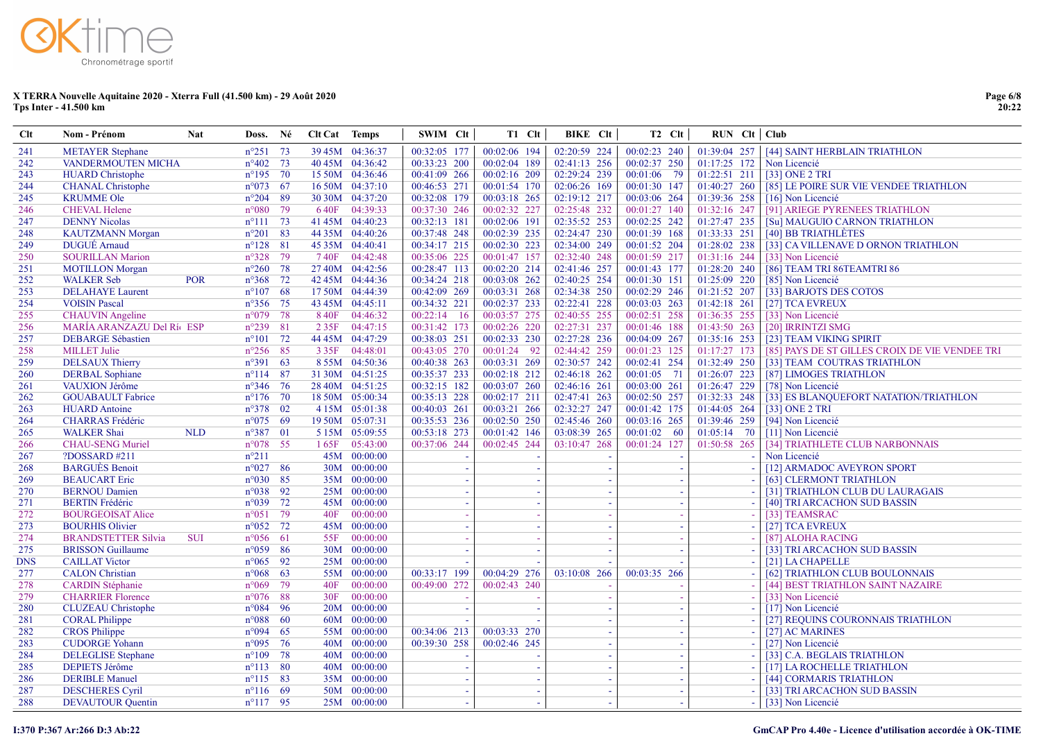# X TERRA Nouvelle Aquitaine 2020 - Xterra Full (41.500 km) - 29 Août 2020

**Tps Inter - 41.500 km**

| Clt | Nom - Prénom | Nat | Doss. | Né | Clt Cat | Temps | SWIM | Clt | T1 | Clt | BIKE | Clt | T2 | Clt | RUN | Clt | Club |
|---|---|---|---|---|---|---|---|---|---|---|---|---|---|---|---|---|---|
| 241 | METAYER Stephane | | n°251 | 73 | 39 45M | 04:36:37 | 00:32:05 | 177 | 00:02:06 | 194 | 02:20:59 | 224 | 00:02:23 | 240 | 01:39:04 | 257 | [44] SAINT HERBLAIN TRIATHLON |
| 242 | VANDERMOUTEN MICHA | | n°402 | 73 | 40 45M | 04:36:42 | 00:33:23 | 200 | 00:02:04 | 189 | 02:41:13 | 256 | 00:02:37 | 250 | 01:17:25 | 172 | Non Licencié |
| 243 | HUARD Christophe | | n°195 | 70 | 15 50M | 04:36:46 | 00:41:09 | 266 | 00:02:16 | 209 | 02:29:24 | 239 | 00:01:06 | 79 | 01:22:51 | 211 | [33] ONE 2 TRI |
| 244 | CHANAL Christophe | | n°073 | 67 | 16 50M | 04:37:10 | 00:46:53 | 271 | 00:01:54 | 170 | 02:06:26 | 169 | 00:01:30 | 147 | 01:40:27 | 260 | [85] LE POIRE SUR VIE VENDEE TRIATHLON |
| 245 | KRUMME Ole | | n°204 | 89 | 30 30M | 04:37:20 | 00:32:08 | 179 | 00:03:18 | 265 | 02:19:12 | 217 | 00:03:06 | 264 | 01:39:36 | 258 | [16] Non Licencié |
| 246 | CHEVAL Helene | | n°080 | 79 | 6 40F | 04:39:33 | 00:37:30 | 246 | 00:02:32 | 227 | 02:25:48 | 232 | 00:01:27 | 140 | 01:32:16 | 247 | [91] ARIEGE PYRENEES TRIATHLON |
| 247 | DENNY Nicolas | | n°111 | 73 | 41 45M | 04:40:23 | 00:32:13 | 181 | 00:02:06 | 191 | 02:35:52 | 253 | 00:02:25 | 242 | 01:27:47 | 235 | [Su] MAUGUIO CARNON TRIATHLON |
| 248 | KAUTZMANN Morgan | | n°201 | 83 | 44 35M | 04:40:26 | 00:37:48 | 248 | 00:02:39 | 235 | 02:24:47 | 230 | 00:01:39 | 168 | 01:33:33 | 251 | [40] BB TRIATHLÈTES |
| 249 | DUGUÉ Arnaud | | n°128 | 81 | 45 35M | 04:40:41 | 00:34:17 | 215 | 00:02:30 | 223 | 02:34:00 | 249 | 00:01:52 | 204 | 01:28:02 | 238 | [33] CA VILLENAVE D ORNON TRIATHLON |
| 250 | SOURILLAN Marion | | n°328 | 79 | 7 40F | 04:42:48 | 00:35:06 | 225 | 00:01:47 | 157 | 02:32:40 | 248 | 00:01:59 | 217 | 01:31:16 | 244 | [33] Non Licencié |
| 251 | MOTILLON Morgan | | n°260 | 78 | 27 40M | 04:42:56 | 00:28:47 | 113 | 00:02:20 | 214 | 02:41:46 | 257 | 00:01:43 | 177 | 01:28:20 | 240 | [86] TEAM TRI 86TEAMTRI 86 |
| 252 | WALKER Seb | POR | n°368 | 72 | 42 45M | 04:44:36 | 00:34:24 | 218 | 00:03:08 | 262 | 02:40:25 | 254 | 00:01:30 | 151 | 01:25:09 | 220 | [85] Non Licencié |
| 253 | DELAHAYE Laurent | | n°107 | 68 | 17 50M | 04:44:39 | 00:42:09 | 269 | 00:03:31 | 268 | 02:34:38 | 250 | 00:02:29 | 246 | 01:21:52 | 207 | [33] BARJOTS DES COTOS |
| 254 | VOISIN Pascal | | n°356 | 75 | 43 45M | 04:45:11 | 00:34:32 | 221 | 00:02:37 | 233 | 02:22:41 | 228 | 00:03:03 | 263 | 01:42:18 | 261 | [27] TCA EVREUX |
| 255 | CHAUVIN Angeline | | n°079 | 78 | 8 40F | 04:46:32 | 00:35:37 | 233 | 00:03:57 | 275 | 02:40:55 | 255 | 00:02:51 | 258 | 01:36:35 | 255 | [33] Non Licencié |
| 256 | MARÍA ARANZAZU Del Rí | ESP | n°239 | 81 | 2 35F | 04:47:15 | 00:31:42 | 173 | 00:02:26 | 220 | 02:27:31 | 237 | 00:01:46 | 188 | 01:43:50 | 263 | [20] IRRINTZI SMG |
| 257 | DEBARGE Sébastien | | n°101 | 72 | 44 45M | 04:47:29 | 00:38:03 | 251 | 00:02:33 | 230 | 02:27:28 | 236 | 00:04:09 | 267 | 01:35:16 | 253 | [23] TEAM VIKING SPIRIT |
| 258 | MILLET Julie | | n°256 | 85 | 3 35F | 04:48:01 | 00:43:05 | 270 | 00:01:24 | 92 | 02:44:42 | 259 | 00:01:23 | 125 | 01:17:27 | 173 | [85] PAYS DE ST GILLES CROIX DE VIE VENDEE TRI |
| 259 | DELSAUX Thierry | | n°391 | 63 | 8 55M | 04:50:36 | 00:40:38 | 263 | 00:03:31 | 269 | 02:30:57 | 242 | 00:02:41 | 254 | 01:32:49 | 250 | [33] TEAM COUTRAS TRIATHLON |
| 260 | DERBAL Sophiane | | n°114 | 87 | 31 30M | 04:51:25 | 00:35:37 | 233 | 00:02:18 | 212 | 02:46:18 | 262 | 00:01:05 | 71 | 01:26:07 | 223 | [87] LIMOGES TRIATHLON |
| 261 | VAUXION Jérôme | | n°346 | 76 | 28 40M | 04:51:25 | 00:32:15 | 182 | 00:03:07 | 260 | 02:46:16 | 261 | 00:03:00 | 261 | 01:26:47 | 229 | [78] Non Licencié |
| 262 | GOUABAULT Fabrice | | n°176 | 70 | 18 50M | 05:00:34 | 00:35:13 | 228 | 00:02:17 | 211 | 02:47:41 | 263 | 00:02:50 | 257 | 01:32:33 | 248 | [33] ES BLANQUEFORT NATATION/TRIATHLON |
| 263 | HUARD Antoine | | n°378 | 02 | 4 15M | 05:01:38 | 00:40:03 | 261 | 00:03:21 | 266 | 02:32:27 | 247 | 00:01:42 | 175 | 01:44:05 | 264 | [33] ONE 2 TRI |
| 264 | CHARRAS Frédéric | | n°075 | 69 | 19 50M | 05:07:31 | 00:35:53 | 236 | 00:02:50 | 250 | 02:45:46 | 260 | 00:03:16 | 265 | 01:39:46 | 259 | [94] Non Licencié |
| 265 | WALKER Shai | NLD | n°387 | 01 | 5 15M | 05:09:55 | 00:53:18 | 273 | 00:01:42 | 146 | 03:08:39 | 265 | 00:01:02 | 60 | 01:05:14 | 70 | [11] Non Licencié |
| 266 | CHAU-SENG Muriel | | n°078 | 55 | 1 65F | 05:43:00 | 00:37:06 | 244 | 00:02:45 | 244 | 03:10:47 | 268 | 00:01:24 | 127 | 01:50:58 | 265 | [34] TRIATHLETE CLUB NARBONNAIS |
| 267 | ?DOSSARD #211 | | n°211 | | 45M | 00:00:00 | | - | | - | | - | | - | | - | Non Licencié |
| 268 | BARGUÈS Benoit | | n°027 | 86 | 30M | 00:00:00 | | - | | - | | - | | - | | - | [12] ARMADOC AVEYRON SPORT |
| 269 | BEAUCART Eric | | n°030 | 85 | 35M | 00:00:00 | | - | | - | | - | | - | | - | [63] CLERMONT TRIATHLON |
| 270 | BERNOU Damien | | n°038 | 92 | 25M | 00:00:00 | | - | | - | | - | | - | | - | [31] TRIATHLON CLUB DU LAURAGAIS |
| 271 | BERTIN Frédéric | | n°039 | 72 | 45M | 00:00:00 | | - | | - | | - | | - | | - | [40] TRI ARCACHON SUD BASSIN |
| 272 | BOURGEOISAT Alice | | n°051 | 79 | 40F | 00:00:00 | | - | | - | | - | | - | | - | [33] TEAMSRAC |
| 273 | BOURHIS Olivier | | n°052 | 72 | 45M | 00:00:00 | | - | | - | | - | | - | | - | [27] TCA EVREUX |
| 274 | BRANDSTETTER Silvia | SUI | n°056 | 61 | 55F | 00:00:00 | | - | | - | | - | | - | | - | [87] ALOHA RACING |
| 275 | BRISSON Guillaume | | n°059 | 86 | 30M | 00:00:00 | | - | | - | | - | | - | | - | [33] TRI ARCACHON SUD BASSIN |
| DNS | CAILLAT Victor | | n°065 | 92 | 25M | 00:00:00 | | - | | - | | - | | - | | - | [21] LA CHAPELLE |
| 277 | CALON Christian | | n°068 | 63 | 55M | 00:00:00 | 00:33:17 | 199 | 00:04:29 | 276 | 03:10:08 | 266 | 00:03:35 | 266 | | - | [62] TRIATHLON CLUB BOULONNAIS |
| 278 | CARDIN Stéphanie | | n°069 | 79 | 40F | 00:00:00 | 00:49:00 | 272 | 00:02:43 | 240 | | - | | - | | - | [44] BEST TRIATHLON SAINT NAZAIRE |
| 279 | CHARRIER Florence | | n°076 | 88 | 30F | 00:00:00 | | - | | - | | - | | - | | - | [33] Non Licencié |
| 280 | CLUZEAU Christophe | | n°084 | 96 | 20M | 00:00:00 | | - | | - | | - | | - | | - | [17] Non Licencié |
| 281 | CORAL Philippe | | n°088 | 60 | 60M | 00:00:00 | | - | | - | | - | | - | | - | [27] REQUINS COURONNAIS TRIATHLON |
| 282 | CROS Philippe | | n°094 | 65 | 55M | 00:00:00 | 00:34:06 | 213 | 00:03:33 | 270 | | - | | - | | - | [27] AC MARINES |
| 283 | CUDORGE Yohann | | n°095 | 76 | 40M | 00:00:00 | 00:39:30 | 258 | 00:02:46 | 245 | | - | | - | | - | [27] Non Licencié |
| 284 | DELEGLISE Stephane | | n°109 | 78 | 40M | 00:00:00 | | - | | - | | - | | - | | - | [33] C.A. BEGLAIS TRIATHLON |
| 285 | DEPIETS Jérôme | | n°113 | 80 | 40M | 00:00:00 | | - | | - | | - | | - | | - | [17] LA ROCHELLE TRIATHLON |
| 286 | DERIBLE Manuel | | n°115 | 83 | 35M | 00:00:00 | | - | | - | | - | | - | | - | [44] CORMARIS TRIATHLON |
| 287 | DESCHERES Cyril | | n°116 | 69 | 50M | 00:00:00 | | - | | - | | - | | - | | - | [33] TRI ARCACHON SUD BASSIN |
| 288 | DEVAUTOUR Quentin | | n°117 | 95 | 25M | 00:00:00 | | - | | - | | - | | - | | - | [33] Non Licencié |

I:370 P:367 Ar:266 D:3 Ab:22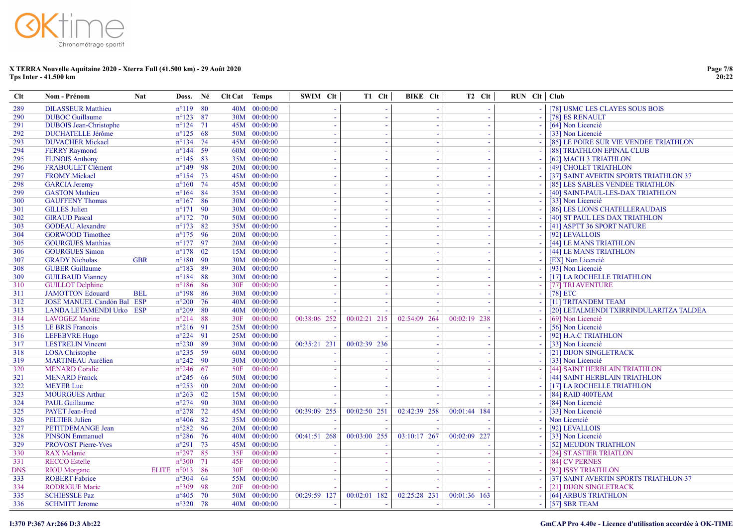# X TERRA Nouvelle Aquitaine 2020 - Xterra Full (41.500 km) - 29 Août 2020

**Tps Inter - 41.500 km**

| Clt | Nom - Prénom | Nat | Doss. | Né | Clt Cat | Temps | SWIM | Clt | T1 | Clt | BIKE | Clt | T2 | Clt | RUN | Clt | Club |
|---|---|---|---|---|---|---|---|---|---|---|---|---|---|---|---|---|---|
| 289 | DILASSEUR Matthieu | | n°119 | 80 | 40M | 00:00:00 | | - | | - | | - | | - | | - | [78] USMC LES CLAYES SOUS BOIS |
| 290 | DUBOC Guillaume | | n°123 | 87 | 30M | 00:00:00 | | - | | - | | - | | - | | - | [78] ES RENAULT |
| 291 | DUBOIS Jean-Christophe | | n°124 | 71 | 45M | 00:00:00 | | - | | - | | - | | - | | - | [64] Non Licencié |
| 292 | DUCHATELLE Jérôme | | n°125 | 68 | 50M | 00:00:00 | | - | | - | | - | | - | | - | [33] Non Licencié |
| 293 | DUVACHER Mickael | | n°134 | 74 | 45M | 00:00:00 | | - | | - | | - | | - | | - | [85] LE POIRE SUR VIE VENDEE TRIATHLON |
| 294 | FERRY Raymond | | n°144 | 59 | 60M | 00:00:00 | | - | | - | | - | | - | | - | [88] TRIATHLON EPINAL CLUB |
| 295 | FLINOIS Anthony | | n°145 | 83 | 35M | 00:00:00 | | - | | - | | - | | - | | - | [62] MACH 3 TRIATHLON |
| 296 | FRABOULET Clément | | n°149 | 98 | 20M | 00:00:00 | | - | | - | | - | | - | | - | [49] CHOLET TRIATHLON |
| 297 | FROMY Mickael | | n°154 | 73 | 45M | 00:00:00 | | - | | - | | - | | - | | - | [37] SAINT AVERTIN SPORTS TRIATHLON 37 |
| 298 | GARCIA Jeremy | | n°160 | 74 | 45M | 00:00:00 | | - | | - | | - | | - | | - | [85] LES SABLES VENDEE TRIATHLON |
| 299 | GASTON Mathieu | | n°164 | 84 | 35M | 00:00:00 | | - | | - | | - | | - | | - | [40] SAINT-PAUL-LES-DAX TRIATHLON |
| 300 | GAUFFENY Thomas | | n°167 | 86 | 30M | 00:00:00 | | - | | - | | - | | - | | - | [33] Non Licencié |
| 301 | GILLES Julien | | n°171 | 90 | 30M | 00:00:00 | | - | | - | | - | | - | | - | [86] LES LIONS CHATELLERAUDAIS |
| 302 | GIRAUD Pascal | | n°172 | 70 | 50M | 00:00:00 | | - | | - | | - | | - | | - | [40] ST PAUL LES DAX TRIATHLON |
| 303 | GODEAU Alexandre | | n°173 | 82 | 35M | 00:00:00 | | - | | - | | - | | - | | - | [41] ASPTT 36 SPORT NATURE |
| 304 | GORWOOD Timothee | | n°175 | 96 | 20M | 00:00:00 | | - | | - | | - | | - | | - | [92] LEVALLOIS |
| 305 | GOURGUES Matthias | | n°177 | 97 | 20M | 00:00:00 | | - | | - | | - | | - | | - | [44] LE MANS TRIATHLON |
| 306 | GOURGUES Simon | | n°178 | 02 | 15M | 00:00:00 | | - | | - | | - | | - | | - | [44] LE MANS TRIATHLON |
| 307 | GRADY Nicholas | GBR | n°180 | 90 | 30M | 00:00:00 | | - | | - | | - | | - | | - | [EX] Non Licencié |
| 308 | GUBER Guillaume | | n°183 | 89 | 30M | 00:00:00 | | - | | - | | - | | - | | - | [93] Non Licencié |
| 309 | GUILBAUD Vianney | | n°184 | 88 | 30M | 00:00:00 | | - | | - | | - | | - | | - | [17] LA ROCHELLE TRIATHLON |
| 310 | GUILLOT Delphine | | n°186 | 86 | 30F | 00:00:00 | | - | | - | | - | | - | | - | [77] TRI AVENTURE |
| 311 | JAMOTTON Edouard | BEL | n°198 | 86 | 30M | 00:00:00 | | - | | - | | - | | - | | - | [78] ETC |
| 312 | JOSÉ MANUEL Candón Bal | ESP | n°200 | 76 | 40M | 00:00:00 | | - | | - | | - | | - | | - | [11] TRITANDEM TEAM |
| 313 | LANDA LETAMENDI Urko | ESP | n°209 | 80 | 40M | 00:00:00 | | - | | - | | - | | - | | - | [20] LETALMENDI TXIRRINDULARITZA TALDEA |
| 314 | LAVOGEZ Marine | | n°214 | 88 | 30F | 00:00:00 | 00:38:06 | 252 | 00:02:21 | 215 | 02:54:09 | 264 | 00:02:19 | 238 | | - | [69] Non Licencié |
| 315 | LE BRIS Francois | | n°216 | 91 | 25M | 00:00:00 | | - | | - | | - | | - | | - | [56] Non Licencié |
| 316 | LEFEBVRE Hugo | | n°224 | 91 | 25M | 00:00:00 | | - | | - | | - | | - | | - | [92] H.A.C TRIATHLON |
| 317 | LESTRELIN Vincent | | n°230 | 89 | 30M | 00:00:00 | 00:35:21 | 231 | 00:02:39 | 236 | | - | | - | | - | [33] Non Licencié |
| 318 | LOSA Christophe | | n°235 | 59 | 60M | 00:00:00 | | - | | - | | - | | - | | - | [21] DIJON SINGLETRACK |
| 319 | MARTINEAU Aurélien | | n°242 | 90 | 30M | 00:00:00 | | - | | - | | - | | - | | - | [33] Non Licencié |
| 320 | MENARD Coralie | | n°246 | 67 | 50F | 00:00:00 | | - | | - | | - | | - | | - | [44] SAINT HERBLAIN TRIATHLON |
| 321 | MENARD Franck | | n°245 | 66 | 50M | 00:00:00 | | - | | - | | - | | - | | - | [44] SAINT HERBLAIN TRIATHLON |
| 322 | MEYER Luc | | n°253 | 00 | 20M | 00:00:00 | | - | | - | | - | | - | | - | [17] LA ROCHELLE TRIATHLON |
| 323 | MOURGUES Arthur | | n°263 | 02 | 15M | 00:00:00 | | - | | - | | - | | - | | - | [84] RAID 400TEAM |
| 324 | PAUL Guillaume | | n°274 | 90 | 30M | 00:00:00 | | - | | - | | - | | - | | - | [84] Non Licencié |
| 325 | PAYET Jean-Fred | | n°278 | 72 | 45M | 00:00:00 | 00:39:09 | 255 | 00:02:50 | 251 | 02:42:39 | 258 | 00:01:44 | 184 | | - | [33] Non Licencié |
| 326 | PELTIER Julien | | n°406 | 82 | 35M | 00:00:00 | | - | | - | | - | | - | | - | Non Licencié |
| 327 | PETITDEMANGE Jean | | n°282 | 96 | 20M | 00:00:00 | | - | | - | | - | | - | | - | [92] LEVALLOIS |
| 328 | PINSON Emmanuel | | n°286 | 76 | 40M | 00:00:00 | 00:41:51 | 268 | 00:03:00 | 255 | 03:10:17 | 267 | 00:02:09 | 227 | | - | [33] Non Licencié |
| 329 | PROVOST Pierre-Yves | | n°291 | 73 | 45M | 00:00:00 | | - | | - | | - | | - | | - | [52] MEUDON TRIATHLON |
| 330 | RAX Melanie | | n°297 | 85 | 35F | 00:00:00 | | - | | - | | - | | - | | - | [24] ST ASTIER TRIATLON |
| 331 | RECCO Estelle | | n°300 | 71 | 45F | 00:00:00 | | - | | - | | - | | - | | - | [84] CV PERNES |
| DNS | RIOU Morgane | ELITE | n°013 | 86 | 30F | 00:00:00 | | - | | - | | - | | - | | - | [92] ISSY TRIATHLON |
| 333 | ROBERT Fabrice | | n°304 | 64 | 55M | 00:00:00 | | - | | - | | - | | - | | - | [37] SAINT AVERTIN SPORTS TRIATHLON 37 |
| 334 | RODRIGUE Marie | | n°309 | 98 | 20F | 00:00:00 | | - | | - | | - | | - | | - | [21] DIJON SINGLETRACK |
| 335 | SCHIESSLE Paz | | n°405 | 70 | 50M | 00:00:00 | 00:29:59 | 127 | 00:02:01 | 182 | 02:25:28 | 231 | 00:01:36 | 163 | | - | [64] ARBUS TRIATHLON |
| 336 | SCHMITT Jerome | | n°320 | 78 | 40M | 00:00:00 | | - | | - | | - | | - | | - | [57] SBR TEAM |

I:370 P:367 Ar:266 D:3 Ab:22

GmCAP Pro 4.40e - Licence d'utilisation accordée à OK-TIME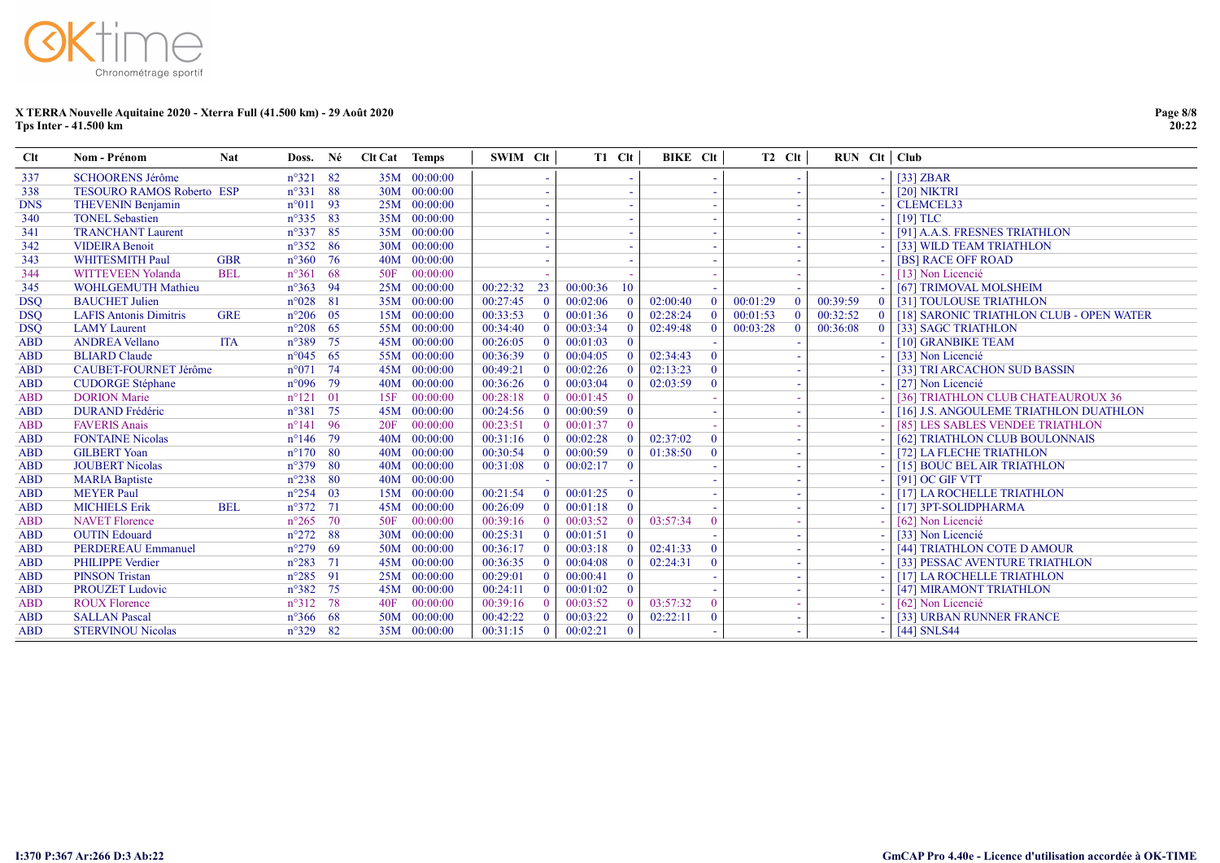**X TERRA Nouvelle Aquitaine 2020 - Xterra Full (41.500 km) - 29 Août 2020**
**Tps Inter - 41.500 km**

| Clt | Nom - Prénom | Nat | Doss. | Né | Clt Cat | Temps | SWIM | Clt | T1 | Clt | BIKE | Clt | T2 | Clt | RUN | Clt | Club |
|---|---|---|---|---|---|---|---|---|---|---|---|---|---|---|---|---|---|
| 337 | SCHOORENS Jérôme | | n°321 | 82 | 35M | 00:00:00 | | - | | - | | - | | - | | - | [33] ZBAR |
| 338 | TESOURO RAMOS Roberto | ESP | n°331 | 88 | 30M | 00:00:00 | | - | | - | | - | | - | | - | [20] NIKTRI |
| DNS | THEVENIN Benjamin | | n°011 | 93 | 25M | 00:00:00 | | - | | - | | - | | - | | - | CLEMCEL33 |
| 340 | TONEL Sebastien | | n°335 | 83 | 35M | 00:00:00 | | - | | - | | - | | - | | - | [19] TLC |
| 341 | TRANCHANT Laurent | | n°337 | 85 | 35M | 00:00:00 | | - | | - | | - | | - | | - | [91] A.A.S. FRESNES TRIATHLON |
| 342 | VIDEIRA Benoit | | n°352 | 86 | 30M | 00:00:00 | | - | | - | | - | | - | | - | [33] WILD TEAM TRIATHLON |
| 343 | WHITESMITH Paul | GBR | n°360 | 76 | 40M | 00:00:00 | | - | | - | | - | | - | | - | [BS] RACE OFF ROAD |
| 344 | WITTEVEEN Yolanda | BEL | n°361 | 68 | 50F | 00:00:00 | | - | | - | | - | | - | | - | [13] Non Licencié |
| 345 | WOHLGEMUTH Mathieu | | n°363 | 94 | 25M | 00:00:00 | 00:22:32 | 23 | 00:00:36 | 10 | | - | | - | | - | [67] TRIMOVAL MOLSHEIM |
| DSQ | BAUCHET Julien | | n°028 | 81 | 35M | 00:00:00 | 00:27:45 | 0 | 00:02:06 | 0 | 02:00:40 | 0 | 00:01:29 | 0 | 00:39:59 | 0 | [31] TOULOUSE TRIATHLON |
| DSQ | LAFIS Antonis Dimitris | GRE | n°206 | 05 | 15M | 00:00:00 | 00:33:53 | 0 | 00:01:36 | 0 | 02:28:24 | 0 | 00:01:53 | 0 | 00:32:52 | 0 | [18] SARONIC TRIATHLON CLUB - OPEN WATER |
| DSQ | LAMY Laurent | | n°208 | 65 | 55M | 00:00:00 | 00:34:40 | 0 | 00:03:34 | 0 | 02:49:48 | 0 | 00:03:28 | 0 | 00:36:08 | 0 | [33] SAGC TRIATHLON |
| ABD | ANDREA Vellano | ITA | n°389 | 75 | 45M | 00:00:00 | 00:26:05 | 0 | 00:01:03 | 0 | | - | | - | | - | [10] GRANBIKE TEAM |
| ABD | BLIARD Claude | | n°045 | 65 | 55M | 00:00:00 | 00:36:39 | 0 | 00:04:05 | 0 | 02:34:43 | 0 | | - | | - | [33] Non Licencié |
| ABD | CAUBET-FOURNET Jérôme | | n°071 | 74 | 45M | 00:00:00 | 00:49:21 | 0 | 00:02:26 | 0 | 02:13:23 | 0 | | - | | - | [33] TRI ARCACHON SUD BASSIN |
| ABD | CUDORGE Stéphane | | n°096 | 79 | 40M | 00:00:00 | 00:36:26 | 0 | 00:03:04 | 0 | 02:03:59 | 0 | | - | | - | [27] Non Licencié |
| ABD | DORION Marie | | n°121 | 01 | 15F | 00:00:00 | 00:28:18 | 0 | 00:01:45 | 0 | | - | | - | | - | [36] TRIATHLON CLUB CHATEAUROUX 36 |
| ABD | DURAND Frédéric | | n°381 | 75 | 45M | 00:00:00 | 00:24:56 | 0 | 00:00:59 | 0 | | - | | - | | - | [16] J.S. ANGOULEME TRIATHLON DUATHLON |
| ABD | FAVERIS Anais | | n°141 | 96 | 20F | 00:00:00 | 00:23:51 | 0 | 00:01:37 | 0 | | - | | - | | - | [85] LES SABLES VENDEE TRIATHLON |
| ABD | FONTAINE Nicolas | | n°146 | 79 | 40M | 00:00:00 | 00:31:16 | 0 | 00:02:28 | 0 | 02:37:02 | 0 | | - | | - | [62] TRIATHLON CLUB BOULONNAIS |
| ABD | GILBERT Yoan | | n°170 | 80 | 40M | 00:00:00 | 00:30:54 | 0 | 00:00:59 | 0 | 01:38:50 | 0 | | - | | - | [72] LA FLECHE TRIATHLON |
| ABD | JOUBERT Nicolas | | n°379 | 80 | 40M | 00:00:00 | 00:31:08 | 0 | 00:02:17 | 0 | | - | | - | | - | [15] BOUC BEL AIR TRIATHLON |
| ABD | MARIA Baptiste | | n°238 | 80 | 40M | 00:00:00 | | - | | - | | - | | - | | - | [91] OC GIF VTT |
| ABD | MEYER Paul | | n°254 | 03 | 15M | 00:00:00 | 00:21:54 | 0 | 00:01:25 | 0 | | - | | - | | - | [17] LA ROCHELLE TRIATHLON |
| ABD | MICHIELS Erik | BEL | n°372 | 71 | 45M | 00:00:00 | 00:26:09 | 0 | 00:01:18 | 0 | | - | | - | | - | [17] 3PT-SOLIDPHARMA |
| ABD | NAVET Florence | | n°265 | 70 | 50F | 00:00:00 | 00:39:16 | 0 | 00:03:52 | 0 | 03:57:34 | 0 | | - | | - | [62] Non Licencié |
| ABD | OUTIN Edouard | | n°272 | 88 | 30M | 00:00:00 | 00:25:31 | 0 | 00:01:51 | 0 | | - | | - | | - | [33] Non Licencié |
| ABD | PERDEREAU Emmanuel | | n°279 | 69 | 50M | 00:00:00 | 00:36:17 | 0 | 00:03:18 | 0 | 02:41:33 | 0 | | - | | - | [44] TRIATHLON COTE D AMOUR |
| ABD | PHILIPPE Verdier | | n°283 | 71 | 45M | 00:00:00 | 00:36:35 | 0 | 00:04:08 | 0 | 02:24:31 | 0 | | - | | - | [33] PESSAC AVENTURE TRIATHLON |
| ABD | PINSON Tristan | | n°285 | 91 | 25M | 00:00:00 | 00:29:01 | 0 | 00:00:41 | 0 | | - | | - | | - | [17] LA ROCHELLE TRIATHLON |
| ABD | PROUZET Ludovic | | n°382 | 75 | 45M | 00:00:00 | 00:24:11 | 0 | 00:01:02 | 0 | | - | | - | | - | [47] MIRAMONT TRIATHLON |
| ABD | ROUX Florence | | n°312 | 78 | 40F | 00:00:00 | 00:39:16 | 0 | 00:03:52 | 0 | 03:57:32 | 0 | | - | | - | [62] Non Licencié |
| ABD | SALLAN Pascal | | n°366 | 68 | 50M | 00:00:00 | 00:42:22 | 0 | 00:03:22 | 0 | 02:22:11 | 0 | | - | | - | [33] URBAN RUNNER FRANCE |
| ABD | STERVINOU Nicolas | | n°329 | 82 | 35M | 00:00:00 | 00:31:15 | 0 | 00:02:21 | 0 | | - | | - | | - | [44] SNLS44 |

I:370 P:367 Ar:266 D:3 Ab:22